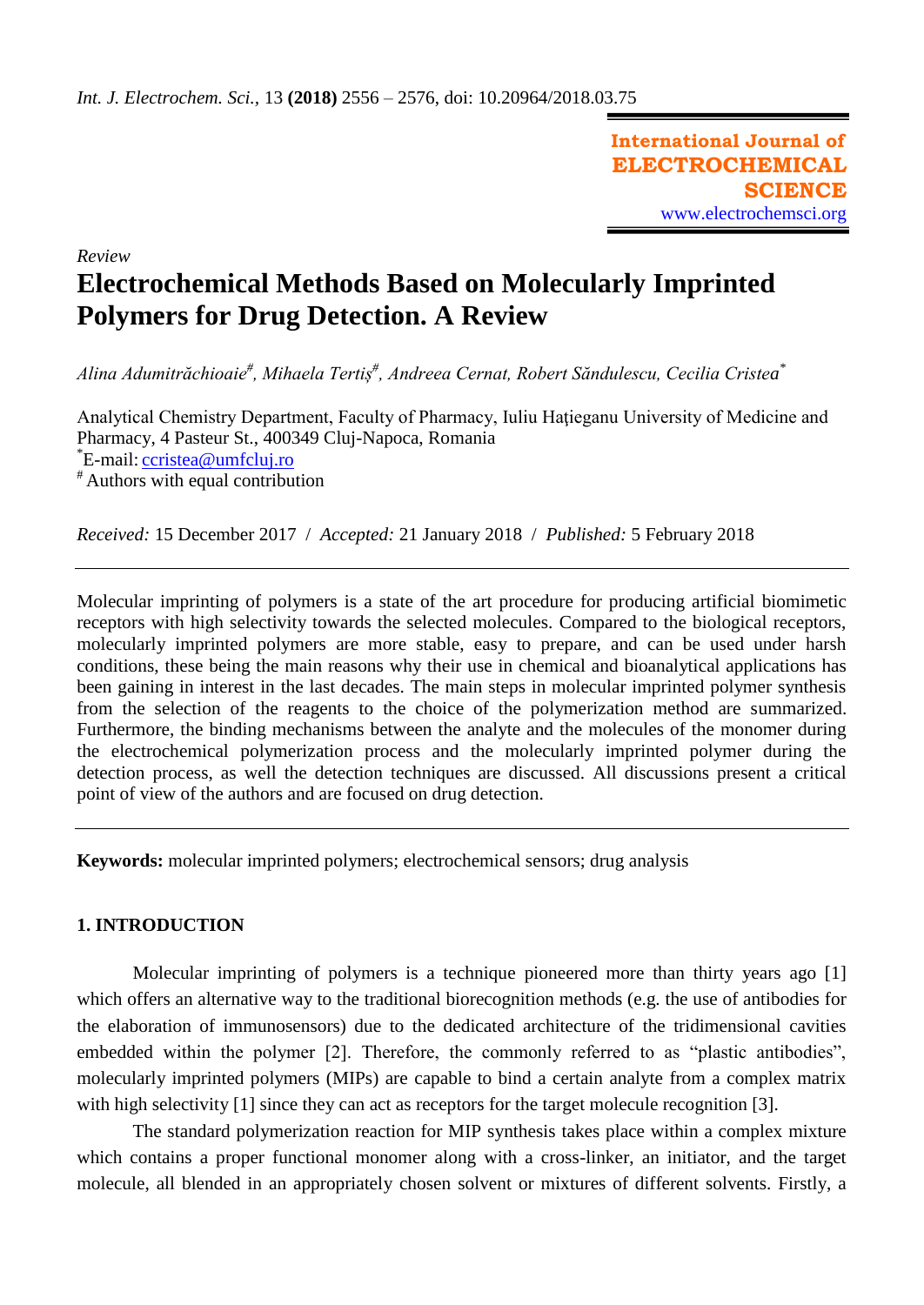International Journal of ELECTROCHEMICAL SCIENCE
www.electrochemsci.org

*Review*

# Electrochemical Methods Based on Molecularly Imprinted Polymers for Drug Detection. A Review

*Alina Adumitrăchioaie[#], Mihaela Tertiş[#], Andreea Cernat, Robert Săndulescu, Cecilia Cristea[*]*

Analytical Chemistry Department, Faculty of Pharmacy, Iuliu Haţieganu University of Medicine and Pharmacy, 4 Pasteur St., 400349 Cluj-Napoca, Romania
[*]E-mail: ccristea@umfcluj.ro
[#] Authors with equal contribution

*Received:* 15 December 2017 / *Accepted:* 21 January 2018 / *Published:* 5 February 2018

Molecular imprinting of polymers is a state of the art procedure for producing artificial biomimetic receptors with high selectivity towards the selected molecules. Compared to the biological receptors, molecularly imprinted polymers are more stable, easy to prepare, and can be used under harsh conditions, these being the main reasons why their use in chemical and bioanalytical applications has been gaining in interest in the last decades. The main steps in molecular imprinted polymer synthesis from the selection of the reagents to the choice of the polymerization method are summarized. Furthermore, the binding mechanisms between the analyte and the molecules of the monomer during the electrochemical polymerization process and the molecularly imprinted polymer during the detection process, as well the detection techniques are discussed. All discussions present a critical point of view of the authors and are focused on drug detection.

**Keywords:** molecular imprinted polymers; electrochemical sensors; drug analysis

## 1. INTRODUCTION

Molecular imprinting of polymers is a technique pioneered more than thirty years ago [1] which offers an alternative way to the traditional biorecognition methods (e.g. the use of antibodies for the elaboration of immunosensors) due to the dedicated architecture of the tridimensional cavities embedded within the polymer [2]. Therefore, the commonly referred to as "plastic antibodies", molecularly imprinted polymers (MIPs) are capable to bind a certain analyte from a complex matrix with high selectivity [1] since they can act as receptors for the target molecule recognition [3].

The standard polymerization reaction for MIP synthesis takes place within a complex mixture which contains a proper functional monomer along with a cross-linker, an initiator, and the target molecule, all blended in an appropriately chosen solvent or mixtures of different solvents. Firstly, a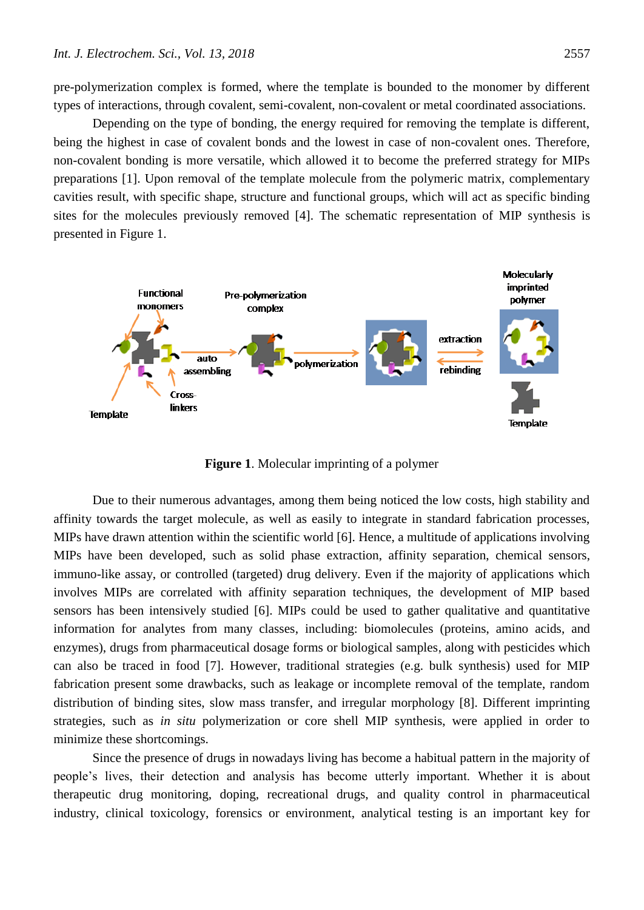pre-polymerization complex is formed, where the template is bounded to the monomer by different types of interactions, through covalent, semi-covalent, non-covalent or metal coordinated associations.

Depending on the type of bonding, the energy required for removing the template is different, being the highest in case of covalent bonds and the lowest in case of non-covalent ones. Therefore, non-covalent bonding is more versatile, which allowed it to become the preferred strategy for MIPs preparations [1]. Upon removal of the template molecule from the polymeric matrix, complementary cavities result, with specific shape, structure and functional groups, which will act as specific binding sites for the molecules previously removed [4]. The schematic representation of MIP synthesis is presented in Figure 1.

**Figure 1**. Molecular imprinting of a polymer

Due to their numerous advantages, among them being noticed the low costs, high stability and affinity towards the target molecule, as well as easily to integrate in standard fabrication processes, MIPs have drawn attention within the scientific world [6]. Hence, a multitude of applications involving MIPs have been developed, such as solid phase extraction, affinity separation, chemical sensors, immuno-like assay, or controlled (targeted) drug delivery. Even if the majority of applications which involves MIPs are correlated with affinity separation techniques, the development of MIP based sensors has been intensively studied [6]. MIPs could be used to gather qualitative and quantitative information for analytes from many classes, including: biomolecules (proteins, amino acids, and enzymes), drugs from pharmaceutical dosage forms or biological samples, along with pesticides which can also be traced in food [7]. However, traditional strategies (e.g. bulk synthesis) used for MIP fabrication present some drawbacks, such as leakage or incomplete removal of the template, random distribution of binding sites, slow mass transfer, and irregular morphology [8]. Different imprinting strategies, such as *in situ* polymerization or core shell MIP synthesis, were applied in order to minimize these shortcomings.

Since the presence of drugs in nowadays living has become a habitual pattern in the majority of people's lives, their detection and analysis has become utterly important. Whether it is about therapeutic drug monitoring, doping, recreational drugs, and quality control in pharmaceutical industry, clinical toxicology, forensics or environment, analytical testing is an important key for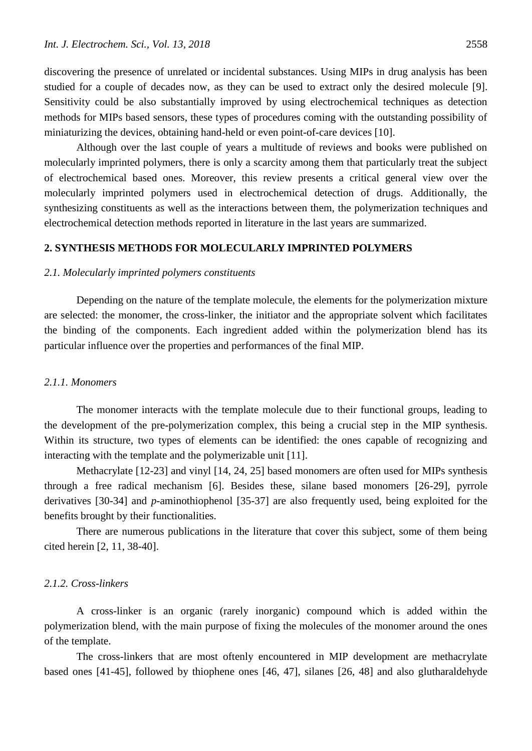discovering the presence of unrelated or incidental substances. Using MIPs in drug analysis has been studied for a couple of decades now, as they can be used to extract only the desired molecule [9]. Sensitivity could be also substantially improved by using electrochemical techniques as detection methods for MIPs based sensors, these types of procedures coming with the outstanding possibility of miniaturizing the devices, obtaining hand-held or even point-of-care devices [10].

Although over the last couple of years a multitude of reviews and books were published on molecularly imprinted polymers, there is only a scarcity among them that particularly treat the subject of electrochemical based ones. Moreover, this review presents a critical general view over the molecularly imprinted polymers used in electrochemical detection of drugs. Additionally, the synthesizing constituents as well as the interactions between them, the polymerization techniques and electrochemical detection methods reported in literature in the last years are summarized.

## 2. SYNTHESIS METHODS FOR MOLECULARLY IMPRINTED POLYMERS

### *2.1. Molecularly imprinted polymers constituents*

Depending on the nature of the template molecule, the elements for the polymerization mixture are selected: the monomer, the cross-linker, the initiator and the appropriate solvent which facilitates the binding of the components. Each ingredient added within the polymerization blend has its particular influence over the properties and performances of the final MIP.

#### *2.1.1. Monomers*

The monomer interacts with the template molecule due to their functional groups, leading to the development of the pre-polymerization complex, this being a crucial step in the MIP synthesis. Within its structure, two types of elements can be identified: the ones capable of recognizing and interacting with the template and the polymerizable unit [11].

Methacrylate [12-23] and vinyl [14, 24, 25] based monomers are often used for MIPs synthesis through a free radical mechanism [6]. Besides these, silane based monomers [26-29], pyrrole derivatives [30-34] and *p*-aminothiophenol [35-37] are also frequently used, being exploited for the benefits brought by their functionalities.

There are numerous publications in the literature that cover this subject, some of them being cited herein [2, 11, 38-40].

#### *2.1.2. Cross-linkers*

A cross-linker is an organic (rarely inorganic) compound which is added within the polymerization blend, with the main purpose of fixing the molecules of the monomer around the ones of the template.

The cross-linkers that are most oftenly encountered in MIP development are methacrylate based ones [41-45], followed by thiophene ones [46, 47], silanes [26, 48] and also glutharaldehyde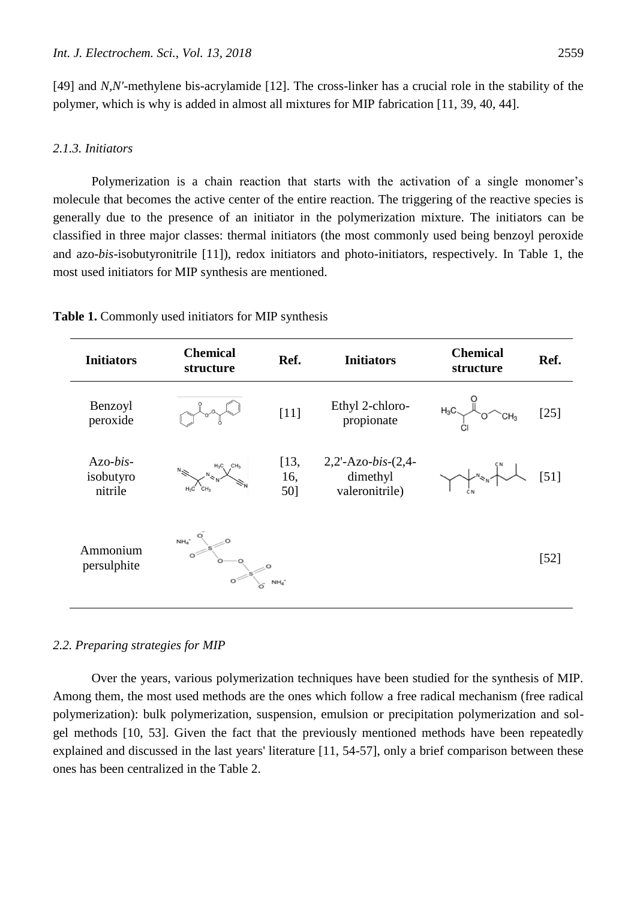[49] and *N,N'*-methylene bis-acrylamide [12]. The cross-linker has a crucial role in the stability of the polymer, which is why is added in almost all mixtures for MIP fabrication [11, 39, 40, 44].

### *2.1.3. Initiators*

Polymerization is a chain reaction that starts with the activation of a single monomer's molecule that becomes the active center of the entire reaction. The triggering of the reactive species is generally due to the presence of an initiator in the polymerization mixture. The initiators can be classified in three major classes: thermal initiators (the most commonly used being benzoyl peroxide and azo-*bis*-isobutyronitrile [11]), redox initiators and photo-initiators, respectively. In Table 1, the most used initiators for MIP synthesis are mentioned.

**Table 1.** Commonly used initiators for MIP synthesis

| Initiators | Chemical structure | Ref. | Initiators | Chemical structure | Ref. |
|---|---|---|---|---|---|
| Benzoyl peroxide | | [11] | Ethyl 2-chloro-propionate | | [25] |
| Azo-*bis*-isobutyronitrile | | [13, 16, 50] | 2,2'-Azo-*bis*-(2,4-dimethyl valeronitrile) | | [51] |
| Ammonium persulphite | | | | | [52] |

### *2.2. Preparing strategies for MIP*

Over the years, various polymerization techniques have been studied for the synthesis of MIP. Among them, the most used methods are the ones which follow a free radical mechanism (free radical polymerization): bulk polymerization, suspension, emulsion or precipitation polymerization and sol-gel methods [10, 53]. Given the fact that the previously mentioned methods have been repeatedly explained and discussed in the last years' literature [11, 54-57], only a brief comparison between these ones has been centralized in the Table 2.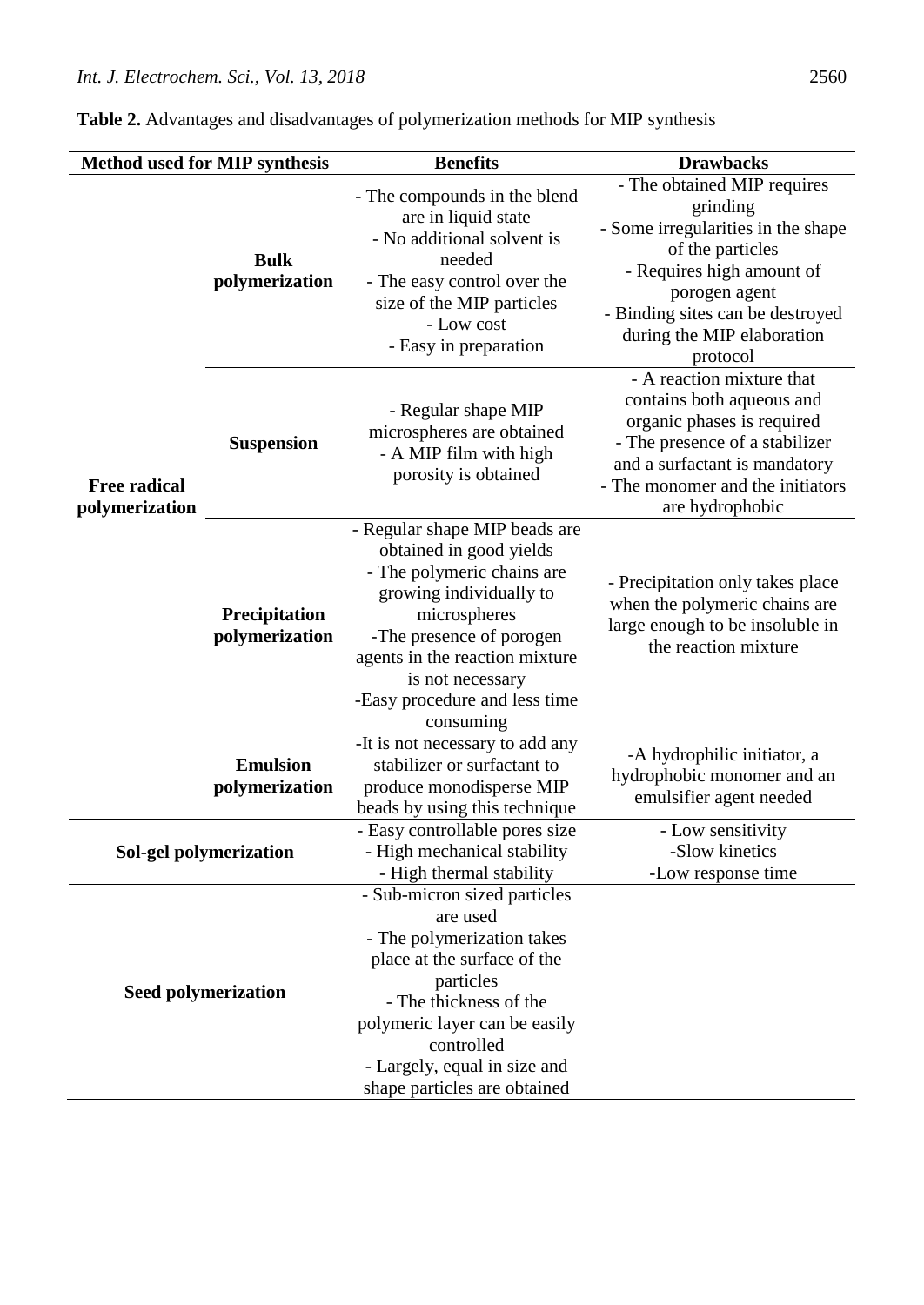**Table 2.** Advantages and disadvantages of polymerization methods for MIP synthesis

| Method used for MIP synthesis | | Benefits | Drawbacks |
|---|---|---|---|
| Free radical polymerization | Bulk polymerization | - The compounds in the blend are in liquid state<br>- No additional solvent is needed<br>- The easy control over the size of the MIP particles<br>- Low cost<br>- Easy in preparation | - The obtained MIP requires grinding<br>- Some irregularities in the shape of the particles<br>- Requires high amount of porogen agent<br>- Binding sites can be destroyed during the MIP elaboration protocol |
| | Suspension | - Regular shape MIP microspheres are obtained<br>- A MIP film with high porosity is obtained | - A reaction mixture that contains both aqueous and organic phases is required<br>- The presence of a stabilizer and a surfactant is mandatory<br>- The monomer and the initiators are hydrophobic |
| | Precipitation polymerization | - Regular shape MIP beads are obtained in good yields<br>- The polymeric chains are growing individually to microspheres<br>-The presence of porogen agents in the reaction mixture is not necessary<br>-Easy procedure and less time consuming | - Precipitation only takes place when the polymeric chains are large enough to be insoluble in the reaction mixture |
| | Emulsion polymerization | -It is not necessary to add any stabilizer or surfactant to produce monodisperse MIP beads by using this technique | -A hydrophilic initiator, a hydrophobic monomer and an emulsifier agent needed |
| Sol-gel polymerization | | - Easy controllable pores size<br>- High mechanical stability<br>- High thermal stability | - Low sensitivity<br>-Slow kinetics<br>-Low response time |
| Seed polymerization | | - Sub-micron sized particles are used<br>- The polymerization takes place at the surface of the particles<br>- The thickness of the polymeric layer can be easily controlled<br>- Largely, equal in size and shape particles are obtained | |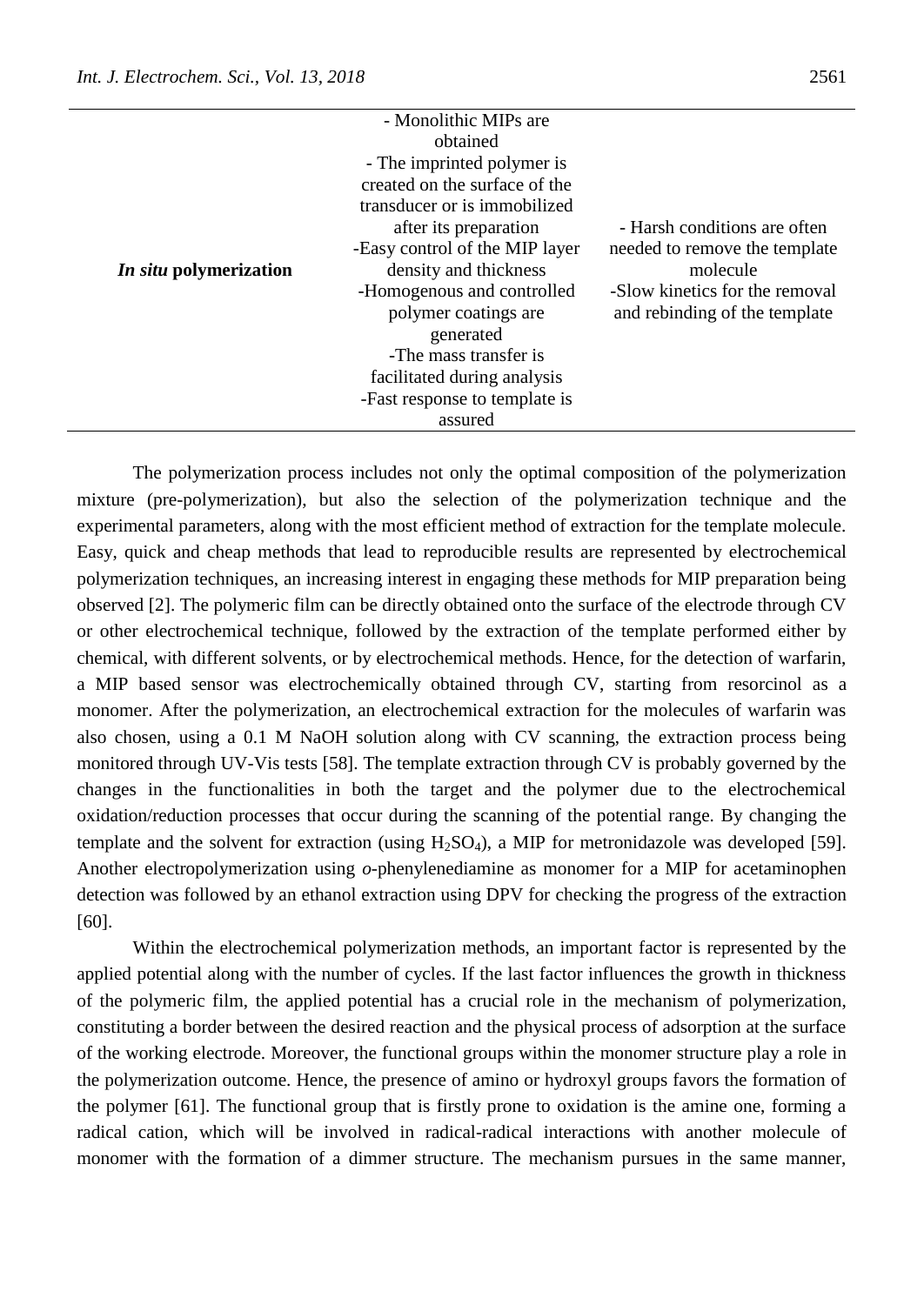| | | |
|---|---|---|
| ***In situ* polymerization** | - Monolithic MIPs are obtained<br>- The imprinted polymer is created on the surface of the transducer or is immobilized after its preparation<br>-Easy control of the MIP layer density and thickness<br>-Homogenous and controlled polymer coatings are generated<br>-The mass transfer is facilitated during analysis<br>-Fast response to template is assured | - Harsh conditions are often needed to remove the template molecule<br>-Slow kinetics for the removal and rebinding of the template |

The polymerization process includes not only the optimal composition of the polymerization mixture (pre-polymerization), but also the selection of the polymerization technique and the experimental parameters, along with the most efficient method of extraction for the template molecule. Easy, quick and cheap methods that lead to reproducible results are represented by electrochemical polymerization techniques, an increasing interest in engaging these methods for MIP preparation being observed [2]. The polymeric film can be directly obtained onto the surface of the electrode through CV or other electrochemical technique, followed by the extraction of the template performed either by chemical, with different solvents, or by electrochemical methods. Hence, for the detection of warfarin, a MIP based sensor was electrochemically obtained through CV, starting from resorcinol as a monomer. After the polymerization, an electrochemical extraction for the molecules of warfarin was also chosen, using a 0.1 M NaOH solution along with CV scanning, the extraction process being monitored through UV-Vis tests [58]. The template extraction through CV is probably governed by the changes in the functionalities in both the target and the polymer due to the electrochemical oxidation/reduction processes that occur during the scanning of the potential range. By changing the template and the solvent for extraction (using $H_2SO_4$), a MIP for metronidazole was developed [59]. Another electropolymerization using *o*-phenylenediamine as monomer for a MIP for acetaminophen detection was followed by an ethanol extraction using DPV for checking the progress of the extraction [60].

Within the electrochemical polymerization methods, an important factor is represented by the applied potential along with the number of cycles. If the last factor influences the growth in thickness of the polymeric film, the applied potential has a crucial role in the mechanism of polymerization, constituting a border between the desired reaction and the physical process of adsorption at the surface of the working electrode. Moreover, the functional groups within the monomer structure play a role in the polymerization outcome. Hence, the presence of amino or hydroxyl groups favors the formation of the polymer [61]. The functional group that is firstly prone to oxidation is the amine one, forming a radical cation, which will be involved in radical-radical interactions with another molecule of monomer with the formation of a dimmer structure. The mechanism pursues in the same manner,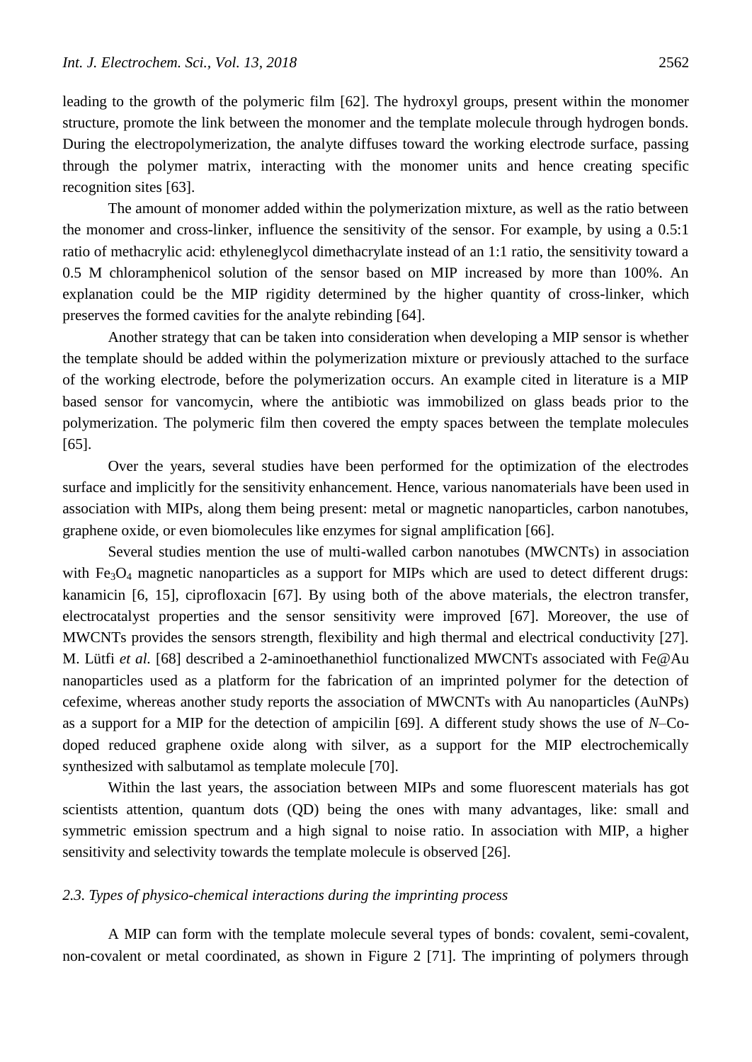leading to the growth of the polymeric film [62]. The hydroxyl groups, present within the monomer structure, promote the link between the monomer and the template molecule through hydrogen bonds. During the electropolymerization, the analyte diffuses toward the working electrode surface, passing through the polymer matrix, interacting with the monomer units and hence creating specific recognition sites [63].

The amount of monomer added within the polymerization mixture, as well as the ratio between the monomer and cross-linker, influence the sensitivity of the sensor. For example, by using a 0.5:1 ratio of methacrylic acid: ethyleneglycol dimethacrylate instead of an 1:1 ratio, the sensitivity toward a 0.5 M chloramphenicol solution of the sensor based on MIP increased by more than 100%. An explanation could be the MIP rigidity determined by the higher quantity of cross-linker, which preserves the formed cavities for the analyte rebinding [64].

Another strategy that can be taken into consideration when developing a MIP sensor is whether the template should be added within the polymerization mixture or previously attached to the surface of the working electrode, before the polymerization occurs. An example cited in literature is a MIP based sensor for vancomycin, where the antibiotic was immobilized on glass beads prior to the polymerization. The polymeric film then covered the empty spaces between the template molecules [65].

Over the years, several studies have been performed for the optimization of the electrodes surface and implicitly for the sensitivity enhancement. Hence, various nanomaterials have been used in association with MIPs, along them being present: metal or magnetic nanoparticles, carbon nanotubes, graphene oxide, or even biomolecules like enzymes for signal amplification [66].

Several studies mention the use of multi-walled carbon nanotubes (MWCNTs) in association with $Fe_3O_4$ magnetic nanoparticles as a support for MIPs which are used to detect different drugs: kanamicin [6, 15], ciprofloxacin [67]. By using both of the above materials, the electron transfer, electrocatalyst properties and the sensor sensitivity were improved [67]. Moreover, the use of MWCNTs provides the sensors strength, flexibility and high thermal and electrical conductivity [27]. M. Lütfi *et al.* [68] described a 2-aminoethanethiol functionalized MWCNTs associated with Fe@Au nanoparticles used as a platform for the fabrication of an imprinted polymer for the detection of cefexime, whereas another study reports the association of MWCNTs with Au nanoparticles (AuNPs) as a support for a MIP for the detection of ampicilin [69]. A different study shows the use of *N*–Co-doped reduced graphene oxide along with silver, as a support for the MIP electrochemically synthesized with salbutamol as template molecule [70].

Within the last years, the association between MIPs and some fluorescent materials has got scientists attention, quantum dots (QD) being the ones with many advantages, like: small and symmetric emission spectrum and a high signal to noise ratio. In association with MIP, a higher sensitivity and selectivity towards the template molecule is observed [26].

### *2.3. Types of physico-chemical interactions during the imprinting process*

A MIP can form with the template molecule several types of bonds: covalent, semi-covalent, non-covalent or metal coordinated, as shown in Figure 2 [71]. The imprinting of polymers through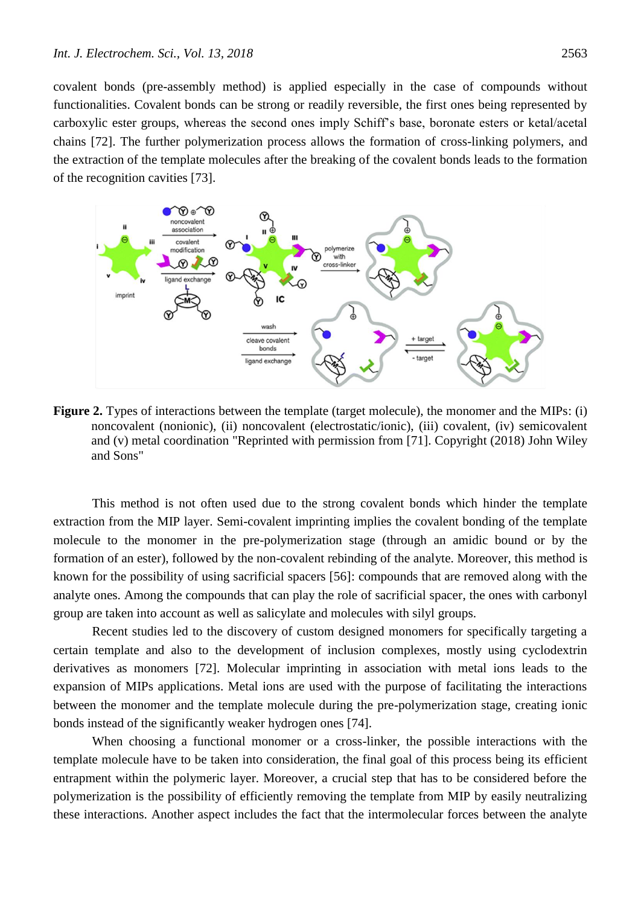covalent bonds (pre-assembly method) is applied especially in the case of compounds without functionalities. Covalent bonds can be strong or readily reversible, the first ones being represented by carboxylic ester groups, whereas the second ones imply Schiff's base, boronate esters or ketal/acetal chains [72]. The further polymerization process allows the formation of cross-linking polymers, and the extraction of the template molecules after the breaking of the covalent bonds leads to the formation of the recognition cavities [73].

**Figure 2.** Types of interactions between the template (target molecule), the monomer and the MIPs: (i) noncovalent (nonionic), (ii) noncovalent (electrostatic/ionic), (iii) covalent, (iv) semicovalent and (v) metal coordination "Reprinted with permission from [71]. Copyright (2018) John Wiley and Sons"

This method is not often used due to the strong covalent bonds which hinder the template extraction from the MIP layer. Semi-covalent imprinting implies the covalent bonding of the template molecule to the monomer in the pre-polymerization stage (through an amidic bound or by the formation of an ester), followed by the non-covalent rebinding of the analyte. Moreover, this method is known for the possibility of using sacrificial spacers [56]: compounds that are removed along with the analyte ones. Among the compounds that can play the role of sacrificial spacer, the ones with carbonyl group are taken into account as well as salicylate and molecules with silyl groups.

Recent studies led to the discovery of custom designed monomers for specifically targeting a certain template and also to the development of inclusion complexes, mostly using cyclodextrin derivatives as monomers [72]. Molecular imprinting in association with metal ions leads to the expansion of MIPs applications. Metal ions are used with the purpose of facilitating the interactions between the monomer and the template molecule during the pre-polymerization stage, creating ionic bonds instead of the significantly weaker hydrogen ones [74].

When choosing a functional monomer or a cross-linker, the possible interactions with the template molecule have to be taken into consideration, the final goal of this process being its efficient entrapment within the polymeric layer. Moreover, a crucial step that has to be considered before the polymerization is the possibility of efficiently removing the template from MIP by easily neutralizing these interactions. Another aspect includes the fact that the intermolecular forces between the analyte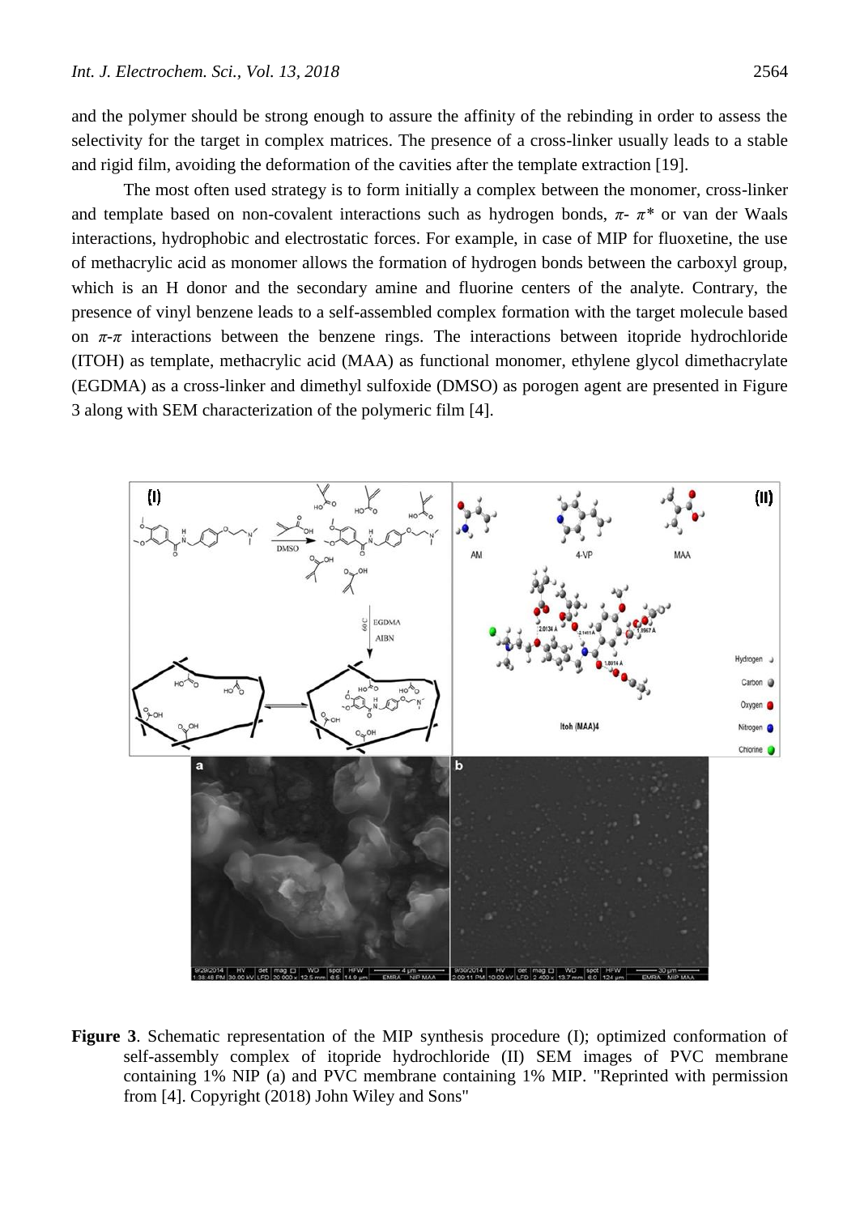and the polymer should be strong enough to assure the affinity of the rebinding in order to assess the selectivity for the target in complex matrices. The presence of a cross-linker usually leads to a stable and rigid film, avoiding the deformation of the cavities after the template extraction [19].

The most often used strategy is to form initially a complex between the monomer, cross-linker and template based on non-covalent interactions such as hydrogen bonds, $\pi$- $\pi$* or van der Waals interactions, hydrophobic and electrostatic forces. For example, in case of MIP for fluoxetine, the use of methacrylic acid as monomer allows the formation of hydrogen bonds between the carboxyl group, which is an H donor and the secondary amine and fluorine centers of the analyte. Contrary, the presence of vinyl benzene leads to a self-assembled complex formation with the target molecule based on $\pi$-$\pi$ interactions between the benzene rings. The interactions between itopride hydrochloride (ITOH) as template, methacrylic acid (MAA) as functional monomer, ethylene glycol dimethacrylate (EGDMA) as a cross-linker and dimethyl sulfoxide (DMSO) as porogen agent are presented in Figure 3 along with SEM characterization of the polymeric film [4].

**Figure 3**. Schematic representation of the MIP synthesis procedure (I); optimized conformation of self-assembly complex of itopride hydrochloride (II) SEM images of PVC membrane containing 1% NIP (a) and PVC membrane containing 1% MIP. "Reprinted with permission from [4]. Copyright (2018) John Wiley and Sons"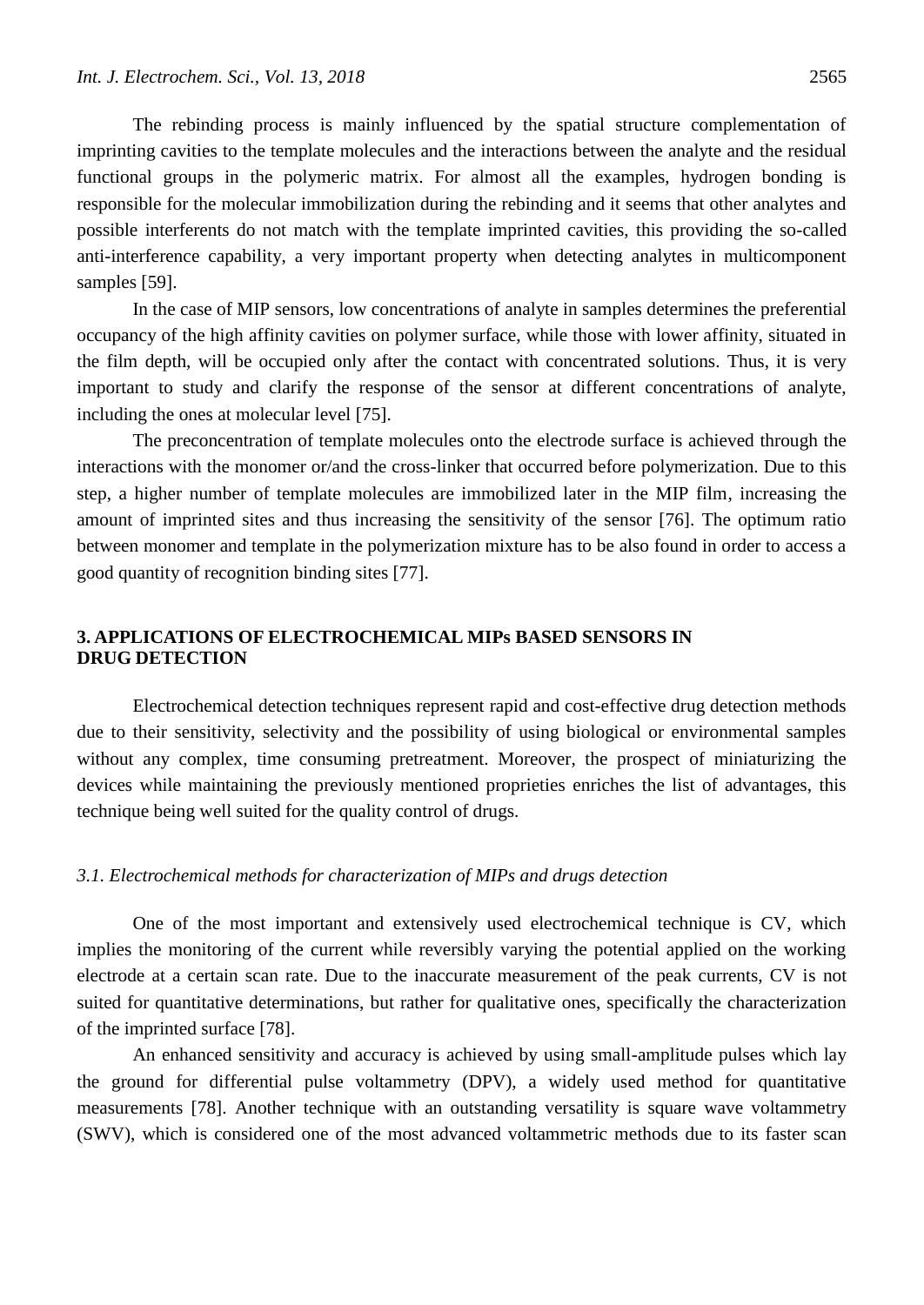The rebinding process is mainly influenced by the spatial structure complementation of imprinting cavities to the template molecules and the interactions between the analyte and the residual functional groups in the polymeric matrix. For almost all the examples, hydrogen bonding is responsible for the molecular immobilization during the rebinding and it seems that other analytes and possible interferents do not match with the template imprinted cavities, this providing the so-called anti-interference capability, a very important property when detecting analytes in multicomponent samples [59].

In the case of MIP sensors, low concentrations of analyte in samples determines the preferential occupancy of the high affinity cavities on polymer surface, while those with lower affinity, situated in the film depth, will be occupied only after the contact with concentrated solutions. Thus, it is very important to study and clarify the response of the sensor at different concentrations of analyte, including the ones at molecular level [75].

The preconcentration of template molecules onto the electrode surface is achieved through the interactions with the monomer or/and the cross-linker that occurred before polymerization. Due to this step, a higher number of template molecules are immobilized later in the MIP film, increasing the amount of imprinted sites and thus increasing the sensitivity of the sensor [76]. The optimum ratio between monomer and template in the polymerization mixture has to be also found in order to access a good quantity of recognition binding sites [77].

## 3. APPLICATIONS OF ELECTROCHEMICAL MIPs BASED SENSORS IN DRUG DETECTION

Electrochemical detection techniques represent rapid and cost-effective drug detection methods due to their sensitivity, selectivity and the possibility of using biological or environmental samples without any complex, time consuming pretreatment. Moreover, the prospect of miniaturizing the devices while maintaining the previously mentioned proprieties enriches the list of advantages, this technique being well suited for the quality control of drugs.

### *3.1. Electrochemical methods for characterization of MIPs and drugs detection*

One of the most important and extensively used electrochemical technique is CV, which implies the monitoring of the current while reversibly varying the potential applied on the working electrode at a certain scan rate. Due to the inaccurate measurement of the peak currents, CV is not suited for quantitative determinations, but rather for qualitative ones, specifically the characterization of the imprinted surface [78].

An enhanced sensitivity and accuracy is achieved by using small-amplitude pulses which lay the ground for differential pulse voltammetry (DPV), a widely used method for quantitative measurements [78]. Another technique with an outstanding versatility is square wave voltammetry (SWV), which is considered one of the most advanced voltammetric methods due to its faster scan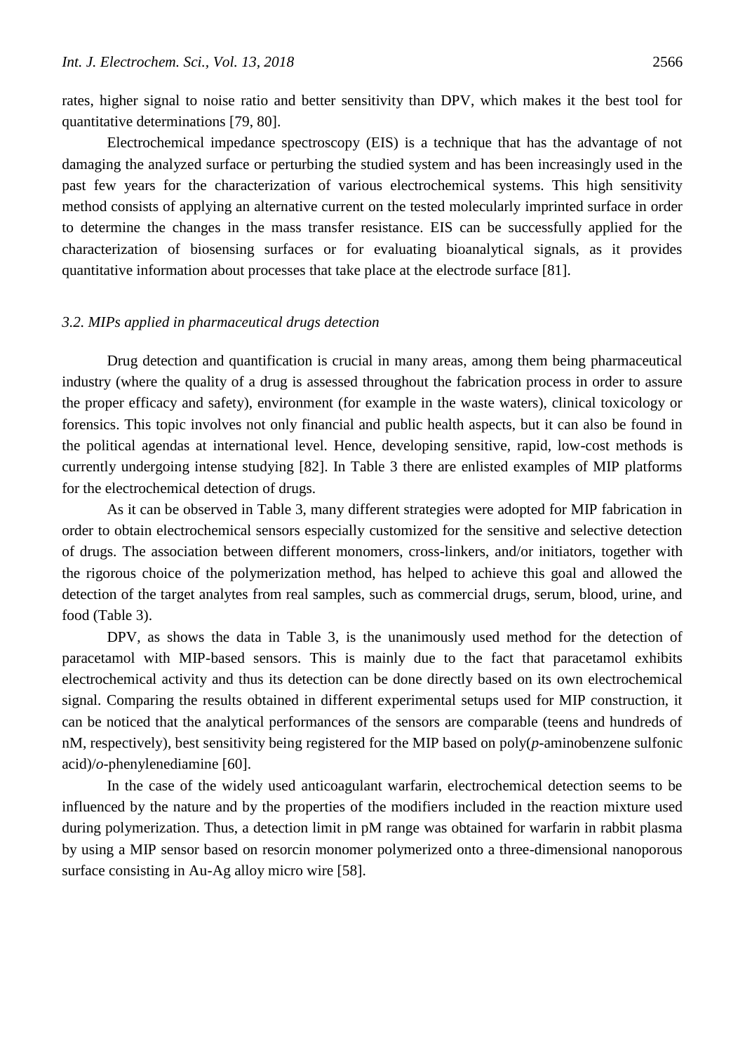rates, higher signal to noise ratio and better sensitivity than DPV, which makes it the best tool for quantitative determinations [79, 80].

Electrochemical impedance spectroscopy (EIS) is a technique that has the advantage of not damaging the analyzed surface or perturbing the studied system and has been increasingly used in the past few years for the characterization of various electrochemical systems. This high sensitivity method consists of applying an alternative current on the tested molecularly imprinted surface in order to determine the changes in the mass transfer resistance. EIS can be successfully applied for the characterization of biosensing surfaces or for evaluating bioanalytical signals, as it provides quantitative information about processes that take place at the electrode surface [81].

### *3.2. MIPs applied in pharmaceutical drugs detection*

Drug detection and quantification is crucial in many areas, among them being pharmaceutical industry (where the quality of a drug is assessed throughout the fabrication process in order to assure the proper efficacy and safety), environment (for example in the waste waters), clinical toxicology or forensics. This topic involves not only financial and public health aspects, but it can also be found in the political agendas at international level. Hence, developing sensitive, rapid, low-cost methods is currently undergoing intense studying [82]. In Table 3 there are enlisted examples of MIP platforms for the electrochemical detection of drugs.

As it can be observed in Table 3, many different strategies were adopted for MIP fabrication in order to obtain electrochemical sensors especially customized for the sensitive and selective detection of drugs. The association between different monomers, cross-linkers, and/or initiators, together with the rigorous choice of the polymerization method, has helped to achieve this goal and allowed the detection of the target analytes from real samples, such as commercial drugs, serum, blood, urine, and food (Table 3).

DPV, as shows the data in Table 3, is the unanimously used method for the detection of paracetamol with MIP-based sensors. This is mainly due to the fact that paracetamol exhibits electrochemical activity and thus its detection can be done directly based on its own electrochemical signal. Comparing the results obtained in different experimental setups used for MIP construction, it can be noticed that the analytical performances of the sensors are comparable (teens and hundreds of nM, respectively), best sensitivity being registered for the MIP based on poly(*p*-aminobenzene sulfonic acid)/*o*-phenylenediamine [60].

In the case of the widely used anticoagulant warfarin, electrochemical detection seems to be influenced by the nature and by the properties of the modifiers included in the reaction mixture used during polymerization. Thus, a detection limit in pM range was obtained for warfarin in rabbit plasma by using a MIP sensor based on resorcin monomer polymerized onto a three-dimensional nanoporous surface consisting in Au-Ag alloy micro wire [58].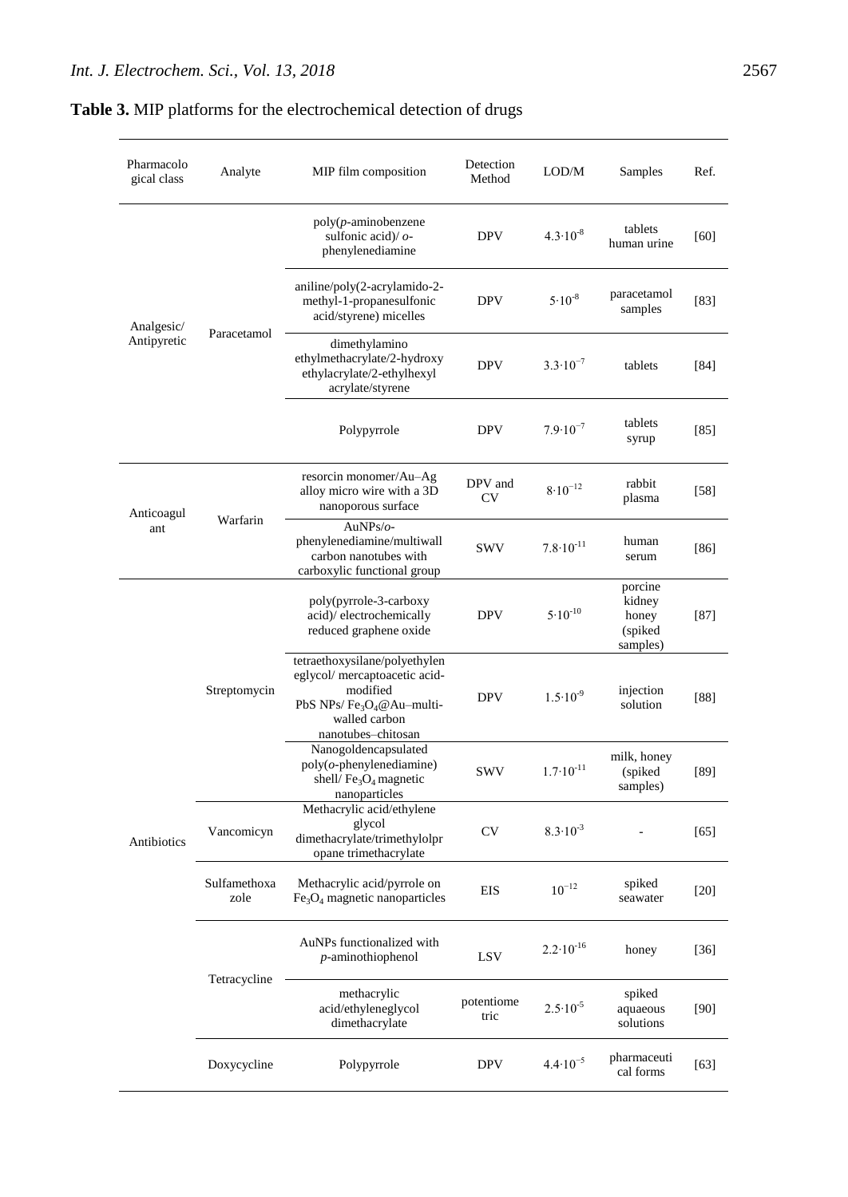**Table 3.** MIP platforms for the electrochemical detection of drugs

| Pharmacological class | Analyte | MIP film composition | Detection Method | LOD/M | Samples | Ref. |
|---|---|---|---|---|---|---|
| Analgesic/ Antipyretic | Paracetamol | poly(*p*-aminobenzene sulfonic acid)/ *o*-phenylenediamine | DPV | $4.3\cdot10^{-8}$ | tablets human urine | [60] |
| | | aniline/poly(2-acrylamido-2-methyl-1-propanesulfonic acid/styrene) micelles | DPV | $5\cdot10^{-8}$ | paracetamol samples | [83] |
| | | dimethylamino ethylmethacrylate/2-hydroxy ethylacrylate/2-ethylhexyl acrylate/styrene | DPV | $3.3\cdot10^{-7}$ | tablets | [84] |
| | | Polypyrrole | DPV | $7.9\cdot10^{-7}$ | tablets syrup | [85] |
| Anticoagulant | Warfarin | resorcin monomer/Au–Ag alloy micro wire with a 3D nanoporous surface | DPV and CV | $8\cdot10^{-12}$ | rabbit plasma | [58] |
| | | AuNPs/*o*-phenylenediamine/multiwall carbon nanotubes with carboxylic functional group | SWV | $7.8\cdot10^{-11}$ | human serum | [86] |
| Antibiotics | Streptomycin | poly(pyrrole-3-carboxy acid)/ electrochemically reduced graphene oxide | DPV | $5\cdot10^{-10}$ | porcine kidney honey (spiked samples) | [87] |
| | | tetraethoxysilane/polyethylen eglycol/ mercaptoacetic acid-modified PbS NPs/ $Fe_3O_4$@Au–multi-walled carbon nanotubes–chitosan | DPV | $1.5\cdot10^{-9}$ | injection solution | [88] |
| | | Nanogoldencapsulated poly(*o*-phenylenediamine) shell/ $Fe_3O_4$ magnetic nanoparticles | SWV | $1.7\cdot10^{-11}$ | milk, honey (spiked samples) | [89] |
| | Vancomicyn | Methacrylic acid/ethylene glycol dimethacrylate/trimethylolpr opane trimethacrylate | CV | $8.3\cdot10^{-3}$ | - | [65] |
| | Sulfamethoxazole | Methacrylic acid/pyrrole on $Fe_3O_4$ magnetic nanoparticles | EIS | $10^{-12}$ | spiked seawater | [20] |
| | Tetracycline | AuNPs functionalized with *p*-aminothiophenol | LSV | $2.2\cdot10^{-16}$ | honey | [36] |
| | | methacrylic acid/ethyleneglycol dimethacrylate | potentiometric | $2.5\cdot10^{-5}$ | spiked aquaeous solutions | [90] |
| | Doxycycline | Polypyrrole | DPV | $4.4\cdot10^{-5}$ | pharmaceutical forms | [63] |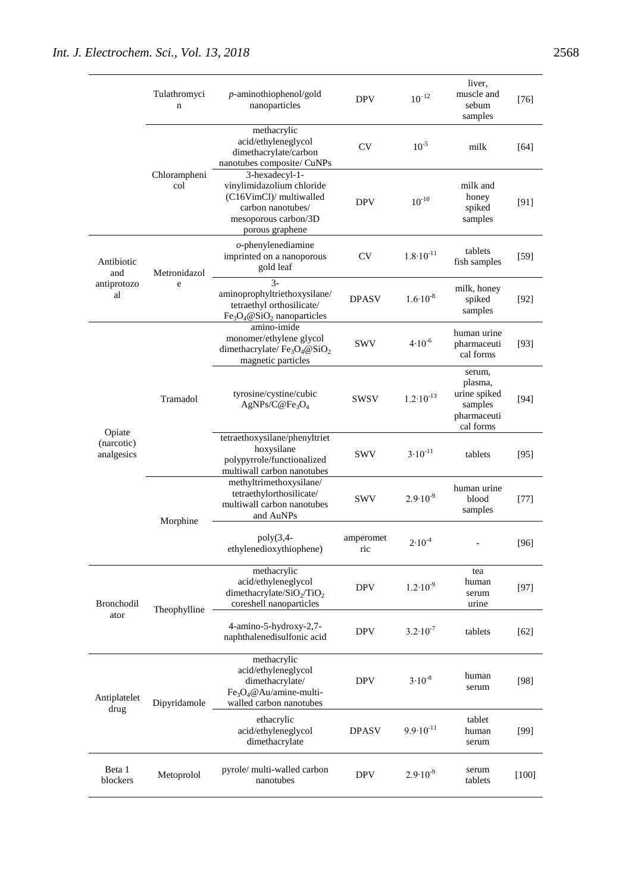|  |  |  |  |  |  |  |
|---|---|---|---|---|---|---|
|  | Tulathromycin | *p*-aminothiophenol/gold nanoparticles | DPV | $10^{-12}$ | liver, muscle and sebum samples | [76] |
|  | Chloramphenicol | methacrylic acid/ethyleneglycol dimethacrylate/carbon nanotubes composite/ CuNPs | CV | $10^{-5}$ | milk | [64] |
|  |  | 3-hexadecyl-1-vinylimidazolium chloride (C16VimCl)/ multiwalled carbon nanotubes/ mesoporous carbon/3D porous graphene | DPV | $10^{-10}$ | milk and honey spiked samples | [91] |
| Antibiotic and antiprotozoal | Metronidazole | *o*-phenylenediamine imprinted on a nanoporous gold leaf | CV | $1.8{\cdot}10^{-11}$ | tablets fish samples | [59] |
|  |  | 3-aminoprophyltriethoxysilane/ tetraethyl orthosilicate/ $Fe_3O_4$@$SiO_2$ nanoparticles | DPASV | $1.6{\cdot}10^{-8}$ | milk, honey spiked samples | [92] |
| Opiate (narcotic) analgesics | Tramadol | amino-imide monomer/ethylene glycol dimethacrylate/ $Fe_3O_4$@$SiO_2$ magnetic particles | SWV | $4{\cdot}10^{-6}$ | human urine pharmaceutical forms | [93] |
|  |  | tyrosine/cystine/cubic AgNPs/C@$Fe_3O_4$ | SWSV | $1.2{\cdot}10^{-13}$ | serum, plasma, urine spiked samples pharmaceutical forms | [94] |
|  |  | tetraethoxysilane/phenyltriethoxysilane polypyrrole/functionalized multiwall carbon nanotubes | SWV | $3{\cdot}10^{-11}$ | tablets | [95] |
|  | Morphine | methyltrimethoxysilane/ tetraethylorthosilicate/ multiwall carbon nanotubes and AuNPs | SWV | $2.9{\cdot}10^{-9}$ | human urine blood samples | [77] |
|  |  | poly(3,4-ethylenedioxythiophene) | amperometric | $2{\cdot}10^{-4}$ | - | [96] |
| Bronchodilator | Theophylline | methacrylic acid/ethyleneglycol dimethacrylate/$SiO_2$/$TiO_2$ coreshell nanoparticles | DPV | $1.2{\cdot}10^{-9}$ | tea human serum urine | [97] |
|  |  | 4-amino-5-hydroxy-2,7-naphthalenedisulfonic acid | DPV | $3.2{\cdot}10^{-7}$ | tablets | [62] |
| Antiplatelet drug | Dipyridamole | methacrylic acid/ethyleneglycol dimethacrylate/ $Fe_3O_4$@Au/amine-multi-walled carbon nanotubes | DPV | $3{\cdot}10^{-8}$ | human serum | [98] |
|  |  | ethacrylic acid/ethyleneglycol dimethacrylate | DPASV | $9.9{\cdot}10^{-11}$ | tablet human serum | [99] |
| Beta 1 blockers | Metoprolol | pyrole/ multi-walled carbon nanotubes | DPV | $2.9{\cdot}10^{-9}$ | serum tablets | [100] |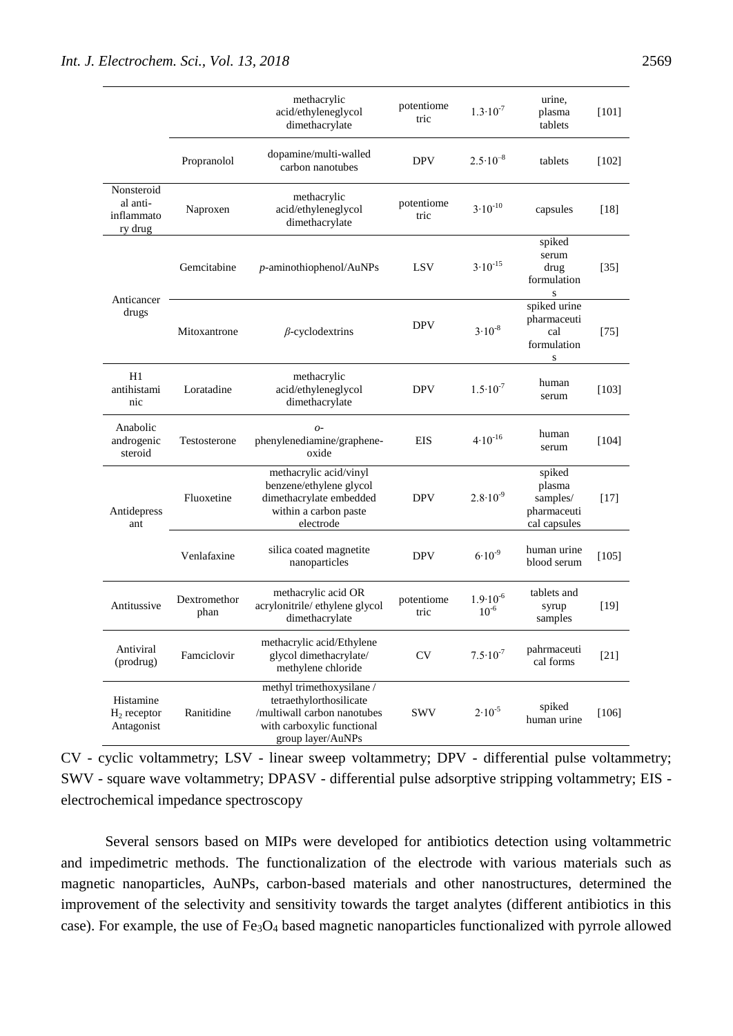| | | | | | | |
|---|---|---|---|---|---|---|
| | | methacrylic acid/ethyleneglycol dimethacrylate | potentiometric | $1.3 \cdot 10^{-7}$ | urine, plasma tablets | [101] |
| | Propranolol | dopamine/multi-walled carbon nanotubes | DPV | $2.5 \cdot 10^{-8}$ | tablets | [102] |
| Nonsteroidal anti-inflammatory drug | Naproxen | methacrylic acid/ethyleneglycol dimethacrylate | potentiometric | $3 \cdot 10^{-10}$ | capsules | [18] |
| Anticancer drugs | Gemcitabine | *p*-aminothiophenol/AuNPs | LSV | $3 \cdot 10^{-15}$ | spiked serum drug formulations | [35] |
| | Mitoxantrone | *β*-cyclodextrins | DPV | $3 \cdot 10^{-8}$ | spiked urine pharmaceutical formulations | [75] |
| H1 antihistaminic | Loratadine | methacrylic acid/ethyleneglycol dimethacrylate | DPV | $1.5 \cdot 10^{-7}$ | human serum | [103] |
| Anabolic androgenic steroid | Testosterone | *o*-phenylenediamine/graphene-oxide | EIS | $4 \cdot 10^{-16}$ | human serum | [104] |
| Antidepressant | Fluoxetine | methacrylic acid/vinyl benzene/ethylene glycol dimethacrylate embedded within a carbon paste electrode | DPV | $2.8 \cdot 10^{-9}$ | spiked plasma samples/ pharmaceutical capsules | [17] |
| | Venlafaxine | silica coated magnetite nanoparticles | DPV | $6 \cdot 10^{-9}$ | human urine blood serum | [105] |
| Antitussive | Dextromethorphan | methacrylic acid OR acrylonitrile/ ethylene glycol dimethacrylate | potentiometric | $1.9 \cdot 10^{-6}$ $10^{-6}$ | tablets and syrup samples | [19] |
| Antiviral (prodrug) | Famciclovir | methacrylic acid/Ethylene glycol dimethacrylate/ methylene chloride | CV | $7.5 \cdot 10^{-7}$ | pahrmaceutical forms | [21] |
| Histamine $H_2$ receptor Antagonist | Ranitidine | methyl trimethoxysilane / tetraethylorthosilicate /multiwall carbon nanotubes with carboxylic functional group layer/AuNPs | SWV | $2 \cdot 10^{-5}$ | spiked human urine | [106] |

CV - cyclic voltammetry; LSV - linear sweep voltammetry; DPV - differential pulse voltammetry; SWV - square wave voltammetry; DPASV - differential pulse adsorptive stripping voltammetry; EIS - electrochemical impedance spectroscopy

Several sensors based on MIPs were developed for antibiotics detection using voltammetric and impedimetric methods. The functionalization of the electrode with various materials such as magnetic nanoparticles, AuNPs, carbon-based materials and other nanostructures, determined the improvement of the selectivity and sensitivity towards the target analytes (different antibiotics in this case). For example, the use of $Fe_3O_4$ based magnetic nanoparticles functionalized with pyrrole allowed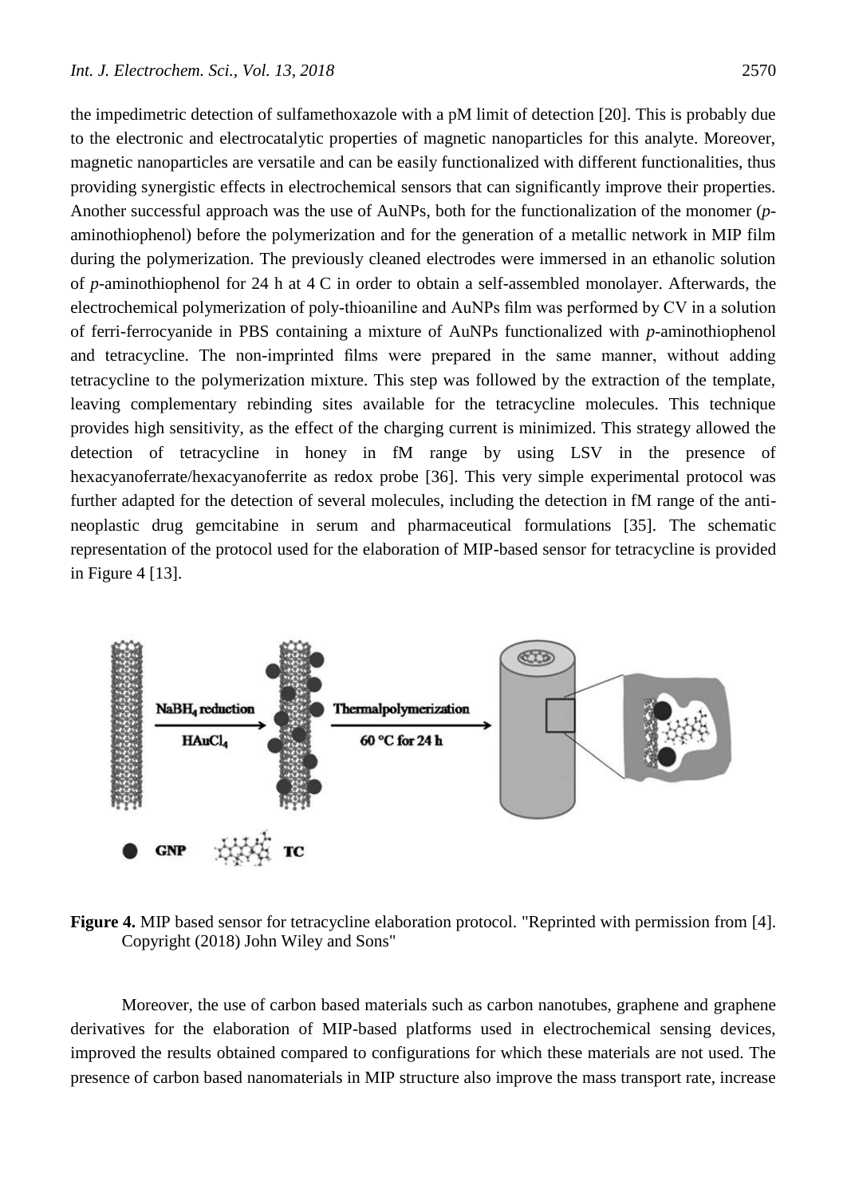the impedimetric detection of sulfamethoxazole with a pM limit of detection [20]. This is probably due to the electronic and electrocatalytic properties of magnetic nanoparticles for this analyte. Moreover, magnetic nanoparticles are versatile and can be easily functionalized with different functionalities, thus providing synergistic effects in electrochemical sensors that can significantly improve their properties. Another successful approach was the use of AuNPs, both for the functionalization of the monomer (*p*-aminothiophenol) before the polymerization and for the generation of a metallic network in MIP film during the polymerization. The previously cleaned electrodes were immersed in an ethanolic solution of *p*-aminothiophenol for 24 h at 4 C in order to obtain a self-assembled monolayer. Afterwards, the electrochemical polymerization of poly-thioaniline and AuNPs film was performed by CV in a solution of ferri-ferrocyanide in PBS containing a mixture of AuNPs functionalized with *p*-aminothiophenol and tetracycline. The non-imprinted films were prepared in the same manner, without adding tetracycline to the polymerization mixture. This step was followed by the extraction of the template, leaving complementary rebinding sites available for the tetracycline molecules. This technique provides high sensitivity, as the effect of the charging current is minimized. This strategy allowed the detection of tetracycline in honey in fM range by using LSV in the presence of hexacyanoferrate/hexacyanoferrite as redox probe [36]. This very simple experimental protocol was further adapted for the detection of several molecules, including the detection in fM range of the anti-neoplastic drug gemcitabine in serum and pharmaceutical formulations [35]. The schematic representation of the protocol used for the elaboration of MIP-based sensor for tetracycline is provided in Figure 4 [13].

**Figure 4.** MIP based sensor for tetracycline elaboration protocol. "Reprinted with permission from [4]. Copyright (2018) John Wiley and Sons"

Moreover, the use of carbon based materials such as carbon nanotubes, graphene and graphene derivatives for the elaboration of MIP-based platforms used in electrochemical sensing devices, improved the results obtained compared to configurations for which these materials are not used. The presence of carbon based nanomaterials in MIP structure also improve the mass transport rate, increase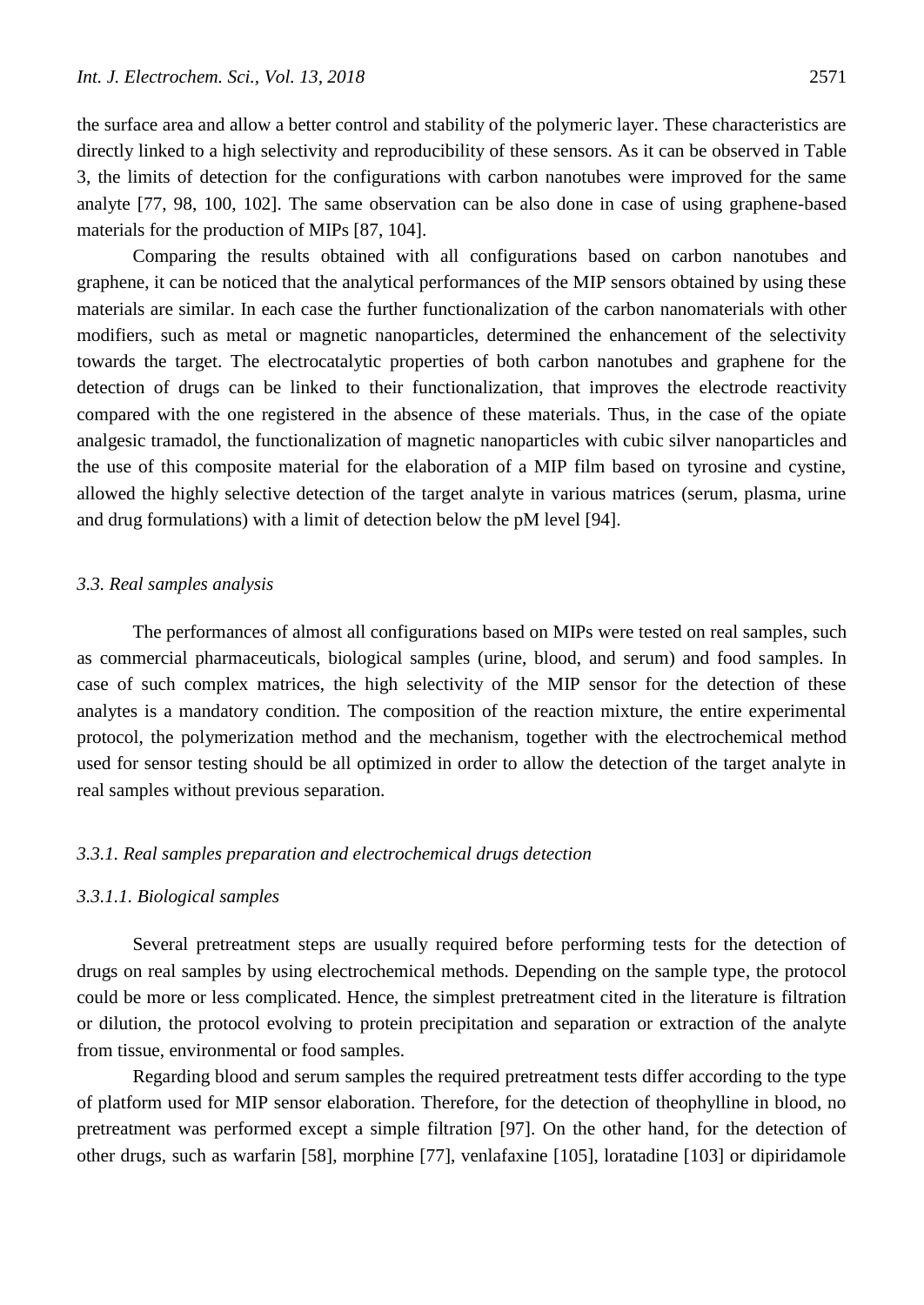the surface area and allow a better control and stability of the polymeric layer. These characteristics are directly linked to a high selectivity and reproducibility of these sensors. As it can be observed in Table 3, the limits of detection for the configurations with carbon nanotubes were improved for the same analyte [77, 98, 100, 102]. The same observation can be also done in case of using graphene-based materials for the production of MIPs [87, 104].

Comparing the results obtained with all configurations based on carbon nanotubes and graphene, it can be noticed that the analytical performances of the MIP sensors obtained by using these materials are similar. In each case the further functionalization of the carbon nanomaterials with other modifiers, such as metal or magnetic nanoparticles, determined the enhancement of the selectivity towards the target. The electrocatalytic properties of both carbon nanotubes and graphene for the detection of drugs can be linked to their functionalization, that improves the electrode reactivity compared with the one registered in the absence of these materials. Thus, in the case of the opiate analgesic tramadol, the functionalization of magnetic nanoparticles with cubic silver nanoparticles and the use of this composite material for the elaboration of a MIP film based on tyrosine and cystine, allowed the highly selective detection of the target analyte in various matrices (serum, plasma, urine and drug formulations) with a limit of detection below the pM level [94].

### *3.3. Real samples analysis*

The performances of almost all configurations based on MIPs were tested on real samples, such as commercial pharmaceuticals, biological samples (urine, blood, and serum) and food samples. In case of such complex matrices, the high selectivity of the MIP sensor for the detection of these analytes is a mandatory condition. The composition of the reaction mixture, the entire experimental protocol, the polymerization method and the mechanism, together with the electrochemical method used for sensor testing should be all optimized in order to allow the detection of the target analyte in real samples without previous separation.

#### *3.3.1. Real samples preparation and electrochemical drugs detection*

##### *3.3.1.1. Biological samples*

Several pretreatment steps are usually required before performing tests for the detection of drugs on real samples by using electrochemical methods. Depending on the sample type, the protocol could be more or less complicated. Hence, the simplest pretreatment cited in the literature is filtration or dilution, the protocol evolving to protein precipitation and separation or extraction of the analyte from tissue, environmental or food samples.

Regarding blood and serum samples the required pretreatment tests differ according to the type of platform used for MIP sensor elaboration. Therefore, for the detection of theophylline in blood, no pretreatment was performed except a simple filtration [97]. On the other hand, for the detection of other drugs, such as warfarin [58], morphine [77], venlafaxine [105], loratadine [103] or dipiridamole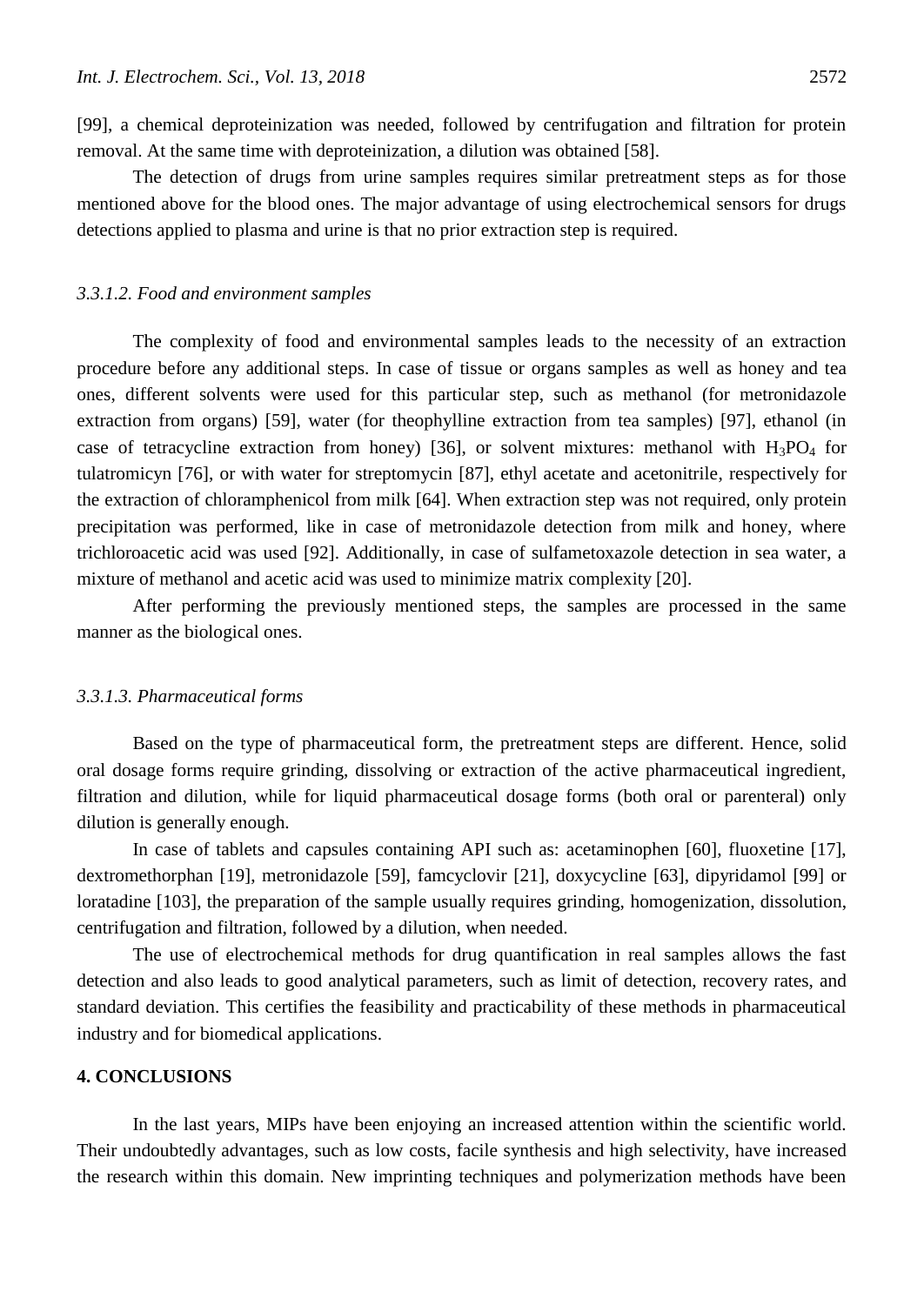[99], a chemical deproteinization was needed, followed by centrifugation and filtration for protein removal. At the same time with deproteinization, a dilution was obtained [58].

The detection of drugs from urine samples requires similar pretreatment steps as for those mentioned above for the blood ones. The major advantage of using electrochemical sensors for drugs detections applied to plasma and urine is that no prior extraction step is required.

#### *3.3.1.2. Food and environment samples*

The complexity of food and environmental samples leads to the necessity of an extraction procedure before any additional steps. In case of tissue or organs samples as well as honey and tea ones, different solvents were used for this particular step, such as methanol (for metronidazole extraction from organs) [59], water (for theophylline extraction from tea samples) [97], ethanol (in case of tetracycline extraction from honey) [36], or solvent mixtures: methanol with $H_3PO_4$ for tulatromicyn [76], or with water for streptomycin [87], ethyl acetate and acetonitrile, respectively for the extraction of chloramphenicol from milk [64]. When extraction step was not required, only protein precipitation was performed, like in case of metronidazole detection from milk and honey, where trichloroacetic acid was used [92]. Additionally, in case of sulfametoxazole detection in sea water, a mixture of methanol and acetic acid was used to minimize matrix complexity [20].

After performing the previously mentioned steps, the samples are processed in the same manner as the biological ones.

#### *3.3.1.3. Pharmaceutical forms*

Based on the type of pharmaceutical form, the pretreatment steps are different. Hence, solid oral dosage forms require grinding, dissolving or extraction of the active pharmaceutical ingredient, filtration and dilution, while for liquid pharmaceutical dosage forms (both oral or parenteral) only dilution is generally enough.

In case of tablets and capsules containing API such as: acetaminophen [60], fluoxetine [17], dextromethorphan [19], metronidazole [59], famcyclovir [21], doxycycline [63], dipyridamol [99] or loratadine [103], the preparation of the sample usually requires grinding, homogenization, dissolution, centrifugation and filtration, followed by a dilution, when needed.

The use of electrochemical methods for drug quantification in real samples allows the fast detection and also leads to good analytical parameters, such as limit of detection, recovery rates, and standard deviation. This certifies the feasibility and practicability of these methods in pharmaceutical industry and for biomedical applications.

## 4. CONCLUSIONS

In the last years, MIPs have been enjoying an increased attention within the scientific world. Their undoubtedly advantages, such as low costs, facile synthesis and high selectivity, have increased the research within this domain. New imprinting techniques and polymerization methods have been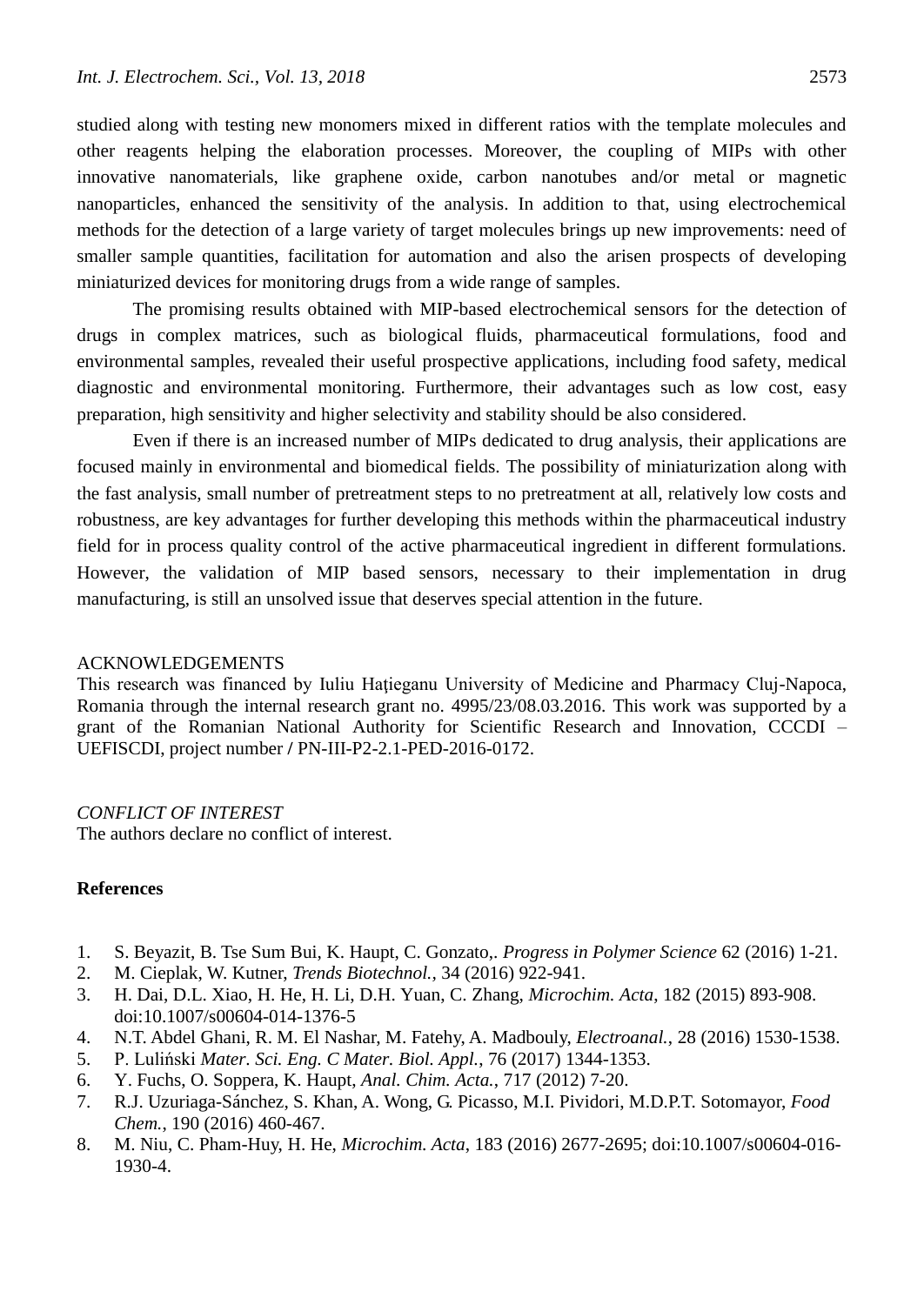studied along with testing new monomers mixed in different ratios with the template molecules and other reagents helping the elaboration processes. Moreover, the coupling of MIPs with other innovative nanomaterials, like graphene oxide, carbon nanotubes and/or metal or magnetic nanoparticles, enhanced the sensitivity of the analysis. In addition to that, using electrochemical methods for the detection of a large variety of target molecules brings up new improvements: need of smaller sample quantities, facilitation for automation and also the arisen prospects of developing miniaturized devices for monitoring drugs from a wide range of samples.

The promising results obtained with MIP-based electrochemical sensors for the detection of drugs in complex matrices, such as biological fluids, pharmaceutical formulations, food and environmental samples, revealed their useful prospective applications, including food safety, medical diagnostic and environmental monitoring. Furthermore, their advantages such as low cost, easy preparation, high sensitivity and higher selectivity and stability should be also considered.

Even if there is an increased number of MIPs dedicated to drug analysis, their applications are focused mainly in environmental and biomedical fields. The possibility of miniaturization along with the fast analysis, small number of pretreatment steps to no pretreatment at all, relatively low costs and robustness, are key advantages for further developing this methods within the pharmaceutical industry field for in process quality control of the active pharmaceutical ingredient in different formulations. However, the validation of MIP based sensors, necessary to their implementation in drug manufacturing, is still an unsolved issue that deserves special attention in the future.

ACKNOWLEDGEMENTS

This research was financed by Iuliu Haţieganu University of Medicine and Pharmacy Cluj-Napoca, Romania through the internal research grant no. 4995/23/08.03.2016. This work was supported by a grant of the Romanian National Authority for Scientific Research and Innovation, CCCDI – UEFISCDI, project number / PN-III-P2-2.1-PED-2016-0172.

*CONFLICT OF INTEREST*

The authors declare no conflict of interest.

**References**

1. S. Beyazit, B. Tse Sum Bui, K. Haupt, C. Gonzato,. *Progress in Polymer Science* 62 (2016) 1-21.
2. M. Cieplak, W. Kutner, *Trends Biotechnol.*, 34 (2016) 922-941.
3. H. Dai, D.L. Xiao, H. He, H. Li, D.H. Yuan, C. Zhang, *Microchim. Acta*, 182 (2015) 893-908. doi:10.1007/s00604-014-1376-5
4. N.T. Abdel Ghani, R. M. El Nashar, M. Fatehy, A. Madbouly, *Electroanal.*, 28 (2016) 1530-1538.
5. P. Luliński *Mater. Sci. Eng. C Mater. Biol. Appl.*, 76 (2017) 1344-1353.
6. Y. Fuchs, O. Soppera, K. Haupt, *Anal. Chim. Acta.*, 717 (2012) 7-20.
7. R.J. Uzuriaga-Sánchez, S. Khan, A. Wong, G. Picasso, M.I. Pividori, M.D.P.T. Sotomayor, *Food Chem.*, 190 (2016) 460-467.
8. M. Niu, C. Pham-Huy, H. He, *Microchim. Acta*, 183 (2016) 2677-2695; doi:10.1007/s00604-016-1930-4.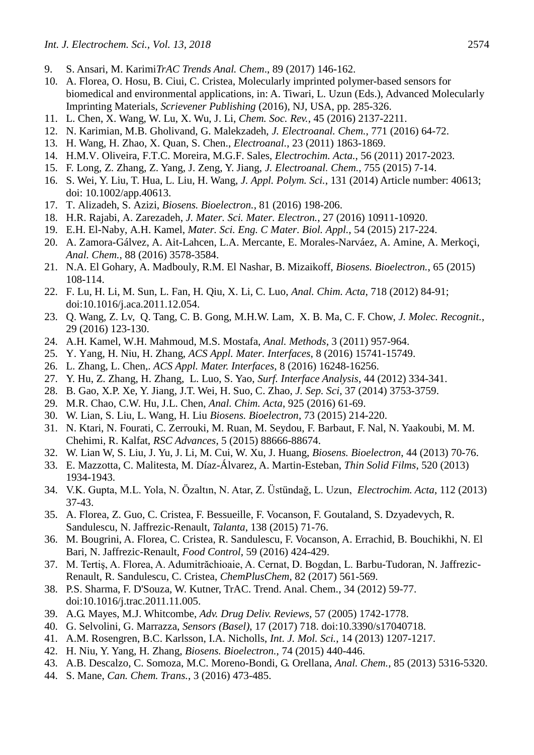9. S. Ansari, M. Karimi*TrAC Trends Anal. Chem*., 89 (2017) 146-162.
10. A. Florea, O. Hosu, B. Ciui, C. Cristea, Molecularly imprinted polymer-based sensors for biomedical and environmental applications, in: A. Tiwari, L. Uzun (Eds.), Advanced Molecularly Imprinting Materials, *Scrievener Publishing* (2016), NJ, USA, pp. 285-326.
11. L. Chen, X. Wang, W. Lu, X. Wu, J. Li, *Chem. Soc. Rev.*, 45 (2016) 2137-2211.
12. N. Karimian, M.B. Gholivand, G. Malekzadeh, *J. Electroanal. Chem.*, 771 (2016) 64-72.
13. H. Wang, H. Zhao, X. Quan, S. Chen., *Electroanal.*, 23 (2011) 1863-1869.
14. H.M.V. Oliveira, F.T.C. Moreira, M.G.F. Sales, *Electrochim. Acta.*, 56 (2011) 2017-2023.
15. F. Long, Z. Zhang, Z. Yang, J. Zeng, Y. Jiang, *J. Electroanal. Chem.*, 755 (2015) 7-14.
16. S. Wei, Y. Liu, T. Hua, L. Liu, H. Wang, *J. Appl. Polym. Sci.*, 131 (2014) Article number: 40613; doi: 10.1002/app.40613.
17. T. Alizadeh, S. Azizi, *Biosens. Bioelectron.*, 81 (2016) 198-206.
18. H.R. Rajabi, A. Zarezadeh, *J. Mater. Sci. Mater. Electron.*, 27 (2016) 10911-10920.
19. E.H. El-Naby, A.H. Kamel, *Mater. Sci. Eng. C Mater. Biol. Appl.*, 54 (2015) 217-224.
20. A. Zamora-Gálvez, A. Ait-Lahcen, L.A. Mercante, E. Morales-Narváez, A. Amine, A. Merkoçi, *Anal. Chem.*, 88 (2016) 3578-3584.
21. N.A. El Gohary, A. Madbouly, R.M. El Nashar, B. Mizaikoff, *Biosens. Bioelectron.*, 65 (2015) 108-114.
22. F. Lu, H. Li, M. Sun, L. Fan, H. Qiu, X. Li, C. Luo, *Anal. Chim. Acta*, 718 (2012) 84-91; doi:10.1016/j.aca.2011.12.054.
23. Q. Wang, Z. Lv, Q. Tang, C. B. Gong, M.H.W. Lam, X. B. Ma, C. F. Chow, *J. Molec. Recognit.*, 29 (2016) 123-130.
24. A.H. Kamel, W.H. Mahmoud, M.S. Mostafa, *Anal. Methods*, 3 (2011) 957-964.
25. Y. Yang, H. Niu, H. Zhang, *ACS Appl. Mater. Interfaces*, 8 (2016) 15741-15749.
26. L. Zhang, L. Chen,. *ACS Appl. Mater. Interfaces*, 8 (2016) 16248-16256.
27. Y. Hu, Z. Zhang, H. Zhang, L. Luo, S. Yao, *Surf. Interface Analysis*, 44 (2012) 334-341.
28. B. Gao, X.P. Xe, Y. Jiang, J.T. Wei, H. Suo, C. Zhao, *J. Sep. Sci*, 37 (2014) 3753-3759.
29. M.R. Chao, C.W. Hu, J.L. Chen, *Anal. Chim. Acta*, 925 (2016) 61-69.
30. W. Lian, S. Liu, L. Wang, H. Liu *Biosens. Bioelectron*, 73 (2015) 214-220.
31. N. Ktari, N. Fourati, C. Zerrouki, M. Ruan, M. Seydou, F. Barbaut, F. Nal, N. Yaakoubi, M. M. Chehimi, R. Kalfat, *RSC Advances*, 5 (2015) 88666-88674.
32. W. Lian W, S. Liu, J. Yu, J. Li, M. Cui, W. Xu, J. Huang, *Biosens. Bioelectron*, 44 (2013) 70-76.
33. E. Mazzotta, C. Malitesta, M. Díaz-Álvarez, A. Martin-Esteban, *Thin Solid Films*, 520 (2013) 1934-1943.
34. V.K. Gupta, M.L. Yola, N. Özaltın, N. Atar, Z. Üstündağ, L. Uzun, *Electrochim. Acta*, 112 (2013) 37-43.
35. A. Florea, Z. Guo, C. Cristea, F. Bessueille, F. Vocanson, F. Goutaland, S. Dzyadevych, R. Sandulescu, N. Jaffrezic-Renault, *Talanta*, 138 (2015) 71-76.
36. M. Bougrini, A. Florea, C. Cristea, R. Sandulescu, F. Vocanson, A. Errachid, B. Bouchikhi, N. El Bari, N. Jaffrezic-Renault, *Food Control*, 59 (2016) 424-429.
37. M. Tertiş, A. Florea, A. Adumitrăchioaie, A. Cernat, D. Bogdan, L. Barbu-Tudoran, N. Jaffrezic-Renault, R. Sandulescu, C. Cristea, *ChemPlusChem*, 82 (2017) 561-569.
38. P.S. Sharma, F. D'Souza, W. Kutner, TrAC. Trend. Anal. Chem., 34 (2012) 59-77. doi:10.1016/j.trac.2011.11.005.
39. A.G. Mayes, M.J. Whitcombe, *Adv. Drug Deliv. Reviews*, 57 (2005) 1742-1778.
40. G. Selvolini, G. Marrazza, *Sensors (Basel)*, 17 (2017) 718. doi:10.3390/s17040718.
41. A.M. Rosengren, B.C. Karlsson, I.A. Nicholls, *Int. J. Mol. Sci.*, 14 (2013) 1207-1217.
42. H. Niu, Y. Yang, H. Zhang, *Biosens. Bioelectron.*, 74 (2015) 440-446.
43. A.B. Descalzo, C. Somoza, M.C. Moreno-Bondi, G. Orellana, *Anal. Chem.*, 85 (2013) 5316-5320.
44. S. Mane, *Can. Chem. Trans.*, 3 (2016) 473-485.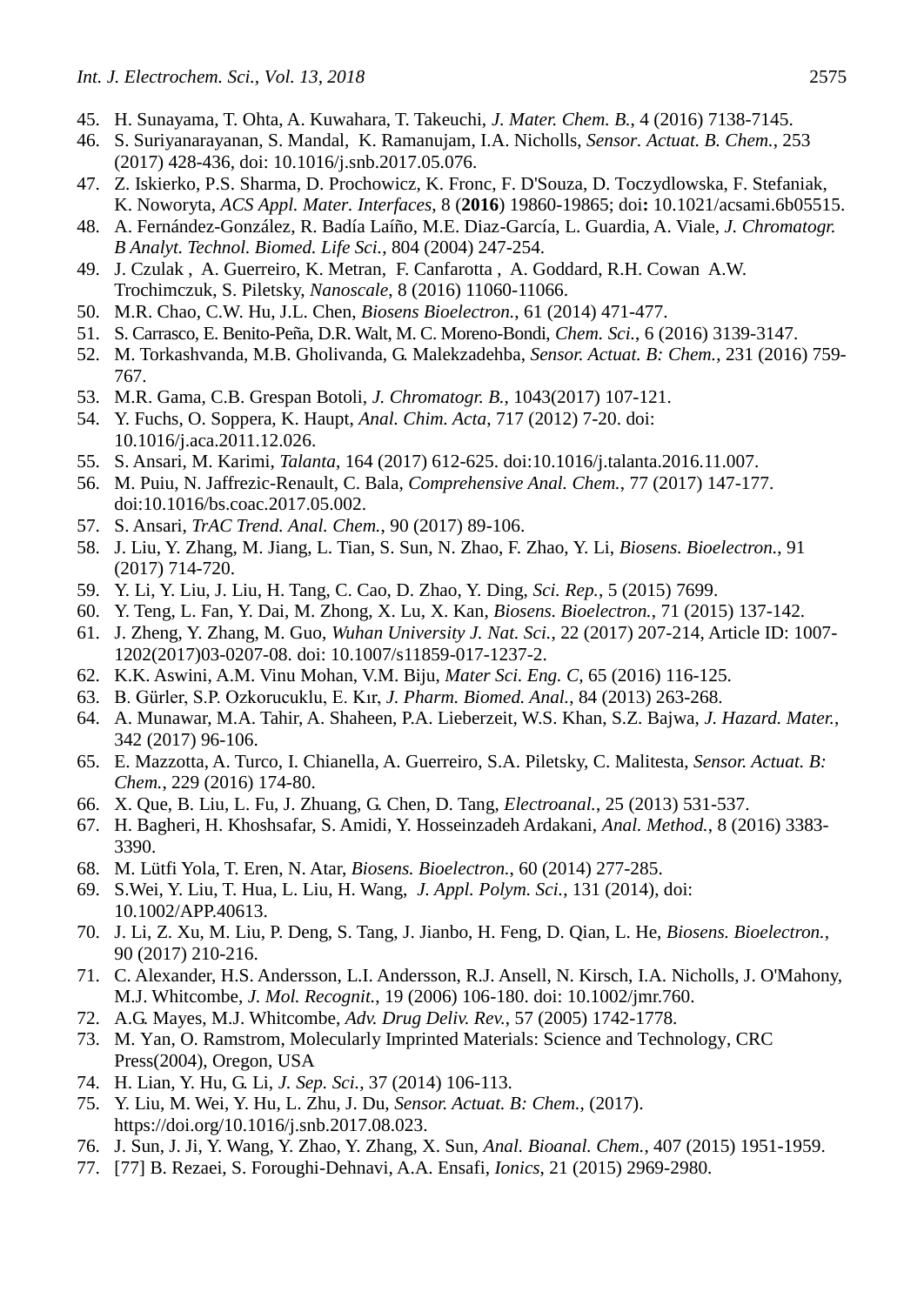45. H. Sunayama, T. Ohta, A. Kuwahara, T. Takeuchi, *J. Mater. Chem. B.*, 4 (2016) 7138-7145.
46. S. Suriyanarayanan, S. Mandal, K. Ramanujam, I.A. Nicholls, *Sensor. Actuat. B. Chem.*, 253 (2017) 428-436, doi: 10.1016/j.snb.2017.05.076.
47. Z. Iskierko, P.S. Sharma, D. Prochowicz, K. Fronc, F. D'Souza, D. Toczydlowska, F. Stefaniak, K. Noworyta, *ACS Appl. Mater. Interfaces*, 8 (**2016**) 19860-19865; doi**:** 10.1021/acsami.6b05515.
48. A. Fernández-González, R. Badía Laíño, M.E. Diaz-García, L. Guardia, A. Viale, *J. Chromatogr. B Analyt. Technol. Biomed. Life Sci.*, 804 (2004) 247-254.
49. J. Czulak , A. Guerreiro, K. Metran, F. Canfarotta , A. Goddard, R.H. Cowan A.W. Trochimczuk, S. Piletsky, *Nanoscale*, 8 (2016) 11060-11066.
50. M.R. Chao, C.W. Hu, J.L. Chen, *Biosens Bioelectron.*, 61 (2014) 471-477.
51. S. Carrasco, E. Benito-Peña, D.R. Walt, M. C. Moreno-Bondi, *Chem. Sci.*, 6 (2016) 3139-3147.
52. M. Torkashvanda, M.B. Gholivanda, G. Malekzadehba, *Sensor. Actuat. B: Chem.*, 231 (2016) 759-767.
53. M.R. Gama, C.B. Grespan Botoli, *J. Chromatogr. B.*, 1043(2017) 107-121.
54. Y. Fuchs, O. Soppera, K. Haupt, *Anal. Chim. Acta*, 717 (2012) 7-20. doi: 10.1016/j.aca.2011.12.026.
55. S. Ansari, M. Karimi, *Talanta*, 164 (2017) 612-625. doi:10.1016/j.talanta.2016.11.007.
56. M. Puiu, N. Jaffrezic-Renault, C. Bala, *Comprehensive Anal. Chem.*, 77 (2017) 147-177. doi:10.1016/bs.coac.2017.05.002.
57. S. Ansari, *TrAC Trend. Anal. Chem.*, 90 (2017) 89-106.
58. J. Liu, Y. Zhang, M. Jiang, L. Tian, S. Sun, N. Zhao, F. Zhao, Y. Li, *Biosens. Bioelectron.*, 91 (2017) 714-720.
59. Y. Li, Y. Liu, J. Liu, H. Tang, C. Cao, D. Zhao, Y. Ding, *Sci. Rep.*, 5 (2015) 7699.
60. Y. Teng, L. Fan, Y. Dai, M. Zhong, X. Lu, X. Kan, *Biosens. Bioelectron.*, 71 (2015) 137-142.
61. J. Zheng, Y. Zhang, M. Guo, *Wuhan University J. Nat. Sci.*, 22 (2017) 207-214, Article ID: 1007-1202(2017)03-0207-08. doi: 10.1007/s11859-017-1237-2.
62. K.K. Aswini, A.M. Vinu Mohan, V.M. Biju, *Mater Sci. Eng. C*, 65 (2016) 116-125.
63. B. Gürler, S.P. Ozkorucuklu, E. Kır, *J. Pharm. Biomed. Anal.*, 84 (2013) 263-268.
64. A. Munawar, M.A. Tahir, A. Shaheen, P.A. Lieberzeit, W.S. Khan, S.Z. Bajwa, *J. Hazard. Mater.*, 342 (2017) 96-106.
65. E. Mazzotta, A. Turco, I. Chianella, A. Guerreiro, S.A. Piletsky, C. Malitesta, *Sensor. Actuat. B: Chem.*, 229 (2016) 174-80.
66. X. Que, B. Liu, L. Fu, J. Zhuang, G. Chen, D. Tang, *Electroanal.*, 25 (2013) 531-537.
67. H. Bagheri, H. Khoshsafar, S. Amidi, Y. Hosseinzadeh Ardakani, *Anal. Method.*, 8 (2016) 3383-3390.
68. M. Lütfi Yola, T. Eren, N. Atar, *Biosens. Bioelectron.*, 60 (2014) 277-285.
69. S.Wei, Y. Liu, T. Hua, L. Liu, H. Wang, *J. Appl. Polym. Sci.*, 131 (2014), doi: 10.1002/APP.40613.
70. J. Li, Z. Xu, M. Liu, P. Deng, S. Tang, J. Jianbo, H. Feng, D. Qian, L. He, *Biosens. Bioelectron.*, 90 (2017) 210-216.
71. C. Alexander, H.S. Andersson, L.I. Andersson, R.J. Ansell, N. Kirsch, I.A. Nicholls, J. O'Mahony, M.J. Whitcombe, *J. Mol. Recognit.*, 19 (2006) 106-180. doi: 10.1002/jmr.760.
72. A.G. Mayes, M.J. Whitcombe, *Adv. Drug Deliv. Rev.*, 57 (2005) 1742-1778.
73. M. Yan, O. Ramstrom, Molecularly Imprinted Materials: Science and Technology, CRC Press(2004), Oregon, USA
74. H. Lian, Y. Hu, G. Li, *J. Sep. Sci.*, 37 (2014) 106-113.
75. Y. Liu, M. Wei, Y. Hu, L. Zhu, J. Du, *Sensor. Actuat. B: Chem.*, (2017). https://doi.org/10.1016/j.snb.2017.08.023.
76. J. Sun, J. Ji, Y. Wang, Y. Zhao, Y. Zhang, X. Sun, *Anal. Bioanal. Chem.*, 407 (2015) 1951-1959.
77. [77] B. Rezaei, S. Foroughi-Dehnavi, A.A. Ensafi, *Ionics*, 21 (2015) 2969-2980.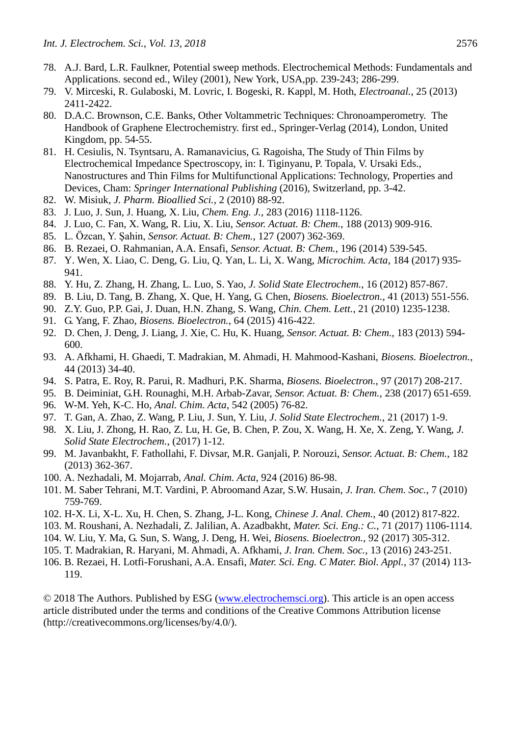78. A.J. Bard, L.R. Faulkner, Potential sweep methods. Electrochemical Methods: Fundamentals and Applications. second ed., Wiley (2001), New York, USA,pp. 239-243; 286-299.
79. V. Mirceski, R. Gulaboski, M. Lovric, I. Bogeski, R. Kappl, M. Hoth, *Electroanal.*, 25 (2013) 2411-2422.
80. D.A.C. Brownson, C.E. Banks, Other Voltammetric Techniques: Chronoamperometry. The Handbook of Graphene Electrochemistry. first ed., Springer-Verlag (2014), London, United Kingdom, pp. 54-55.
81. H. Cesiulis, N. Tsyntsaru, A. Ramanavicius, G. Ragoisha, The Study of Thin Films by Electrochemical Impedance Spectroscopy, in: I. Tiginyanu, P. Topala, V. Ursaki Eds., Nanostructures and Thin Films for Multifunctional Applications: Technology, Properties and Devices, Cham: *Springer International Publishing* (2016), Switzerland, pp. 3-42.
82. W. Misiuk, *J. Pharm. Bioallied Sci.*, 2 (2010) 88-92.
83. J. Luo, J. Sun, J. Huang, X. Liu, *Chem. Eng. J.*, 283 (2016) 1118-1126.
84. J. Luo, C. Fan, X. Wang, R. Liu, X. Liu, *Sensor. Actuat. B: Chem.*, 188 (2013) 909-916.
85. L. Özcan, Y. Şahin, *Sensor. Actuat. B: Chem.*, 127 (2007) 362-369.
86. B. Rezaei, O. Rahmanian, A.A. Ensafi, *Sensor. Actuat. B: Chem.*, 196 (2014) 539-545.
87. Y. Wen, X. Liao, C. Deng, G. Liu, Q. Yan, L. Li, X. Wang, *Microchim. Acta*, 184 (2017) 935-941.
88. Y. Hu, Z. Zhang, H. Zhang, L. Luo, S. Yao, *J. Solid State Electrochem.*, 16 (2012) 857-867.
89. B. Liu, D. Tang, B. Zhang, X. Que, H. Yang, G. Chen, *Biosens. Bioelectron.*, 41 (2013) 551-556.
90. Z.Y. Guo, P.P. Gai, J. Duan, H.N. Zhang, S. Wang, *Chin. Chem. Lett.*, 21 (2010) 1235-1238.
91. G. Yang, F. Zhao, *Biosens. Bioelectron.*, 64 (2015) 416-422.
92. D. Chen, J. Deng, J. Liang, J. Xie, C. Hu, K. Huang, *Sensor. Actuat. B: Chem.*, 183 (2013) 594-600.
93. A. Afkhami, H. Ghaedi, T. Madrakian, M. Ahmadi, H. Mahmood-Kashani, *Biosens. Bioelectron.*, 44 (2013) 34-40.
94. S. Patra, E. Roy, R. Parui, R. Madhuri, P.K. Sharma, *Biosens. Bioelectron.*, 97 (2017) 208-217.
95. B. Deiminiat, G.H. Rounaghi, M.H. Arbab-Zavar, *Sensor. Actuat. B: Chem.*, 238 (2017) 651-659.
96. W-M. Yeh, K-C. Ho, *Anal. Chim. Acta*, 542 (2005) 76-82.
97. T. Gan, A. Zhao, Z. Wang, P. Liu, J. Sun, Y. Liu, *J. Solid State Electrochem.*, 21 (2017) 1-9.
98. X. Liu, J. Zhong, H. Rao, Z. Lu, H. Ge, B. Chen, P. Zou, X. Wang, H. Xe, X. Zeng, Y. Wang, *J. Solid State Electrochem.*, (2017) 1-12.
99. M. Javanbakht, F. Fathollahi, F. Divsar, M.R. Ganjali, P. Norouzi, *Sensor. Actuat. B: Chem.*, 182 (2013) 362-367.
100. A. Nezhadali, M. Mojarrab, *Anal. Chim. Acta*, 924 (2016) 86-98.
101. M. Saber Tehrani, M.T. Vardini, P. Abroomand Azar, S.W. Husain, *J. Iran. Chem. Soc.*, 7 (2010) 759-769.
102. H-X. Li, X-L. Xu, H. Chen, S. Zhang, J-L. Kong, *Chinese J. Anal. Chem.*, 40 (2012) 817-822.
103. M. Roushani, A. Nezhadali, Z. Jalilian, A. Azadbakht, *Mater. Sci. Eng.: C.*, 71 (2017) 1106-1114.
104. W. Liu, Y. Ma, G. Sun, S. Wang, J. Deng, H. Wei, *Biosens. Bioelectron.*, 92 (2017) 305-312.
105. T. Madrakian, R. Haryani, M. Ahmadi, A. Afkhami, *J. Iran. Chem. Soc.*, 13 (2016) 243-251.
106. B. Rezaei, H. Lotfi-Forushani, A.A. Ensafi, *Mater. Sci. Eng. C Mater. Biol. Appl.*, 37 (2014) 113-119.

© 2018 The Authors. Published by ESG (www.electrochemsci.org). This article is an open access article distributed under the terms and conditions of the Creative Commons Attribution license (http://creativecommons.org/licenses/by/4.0/).